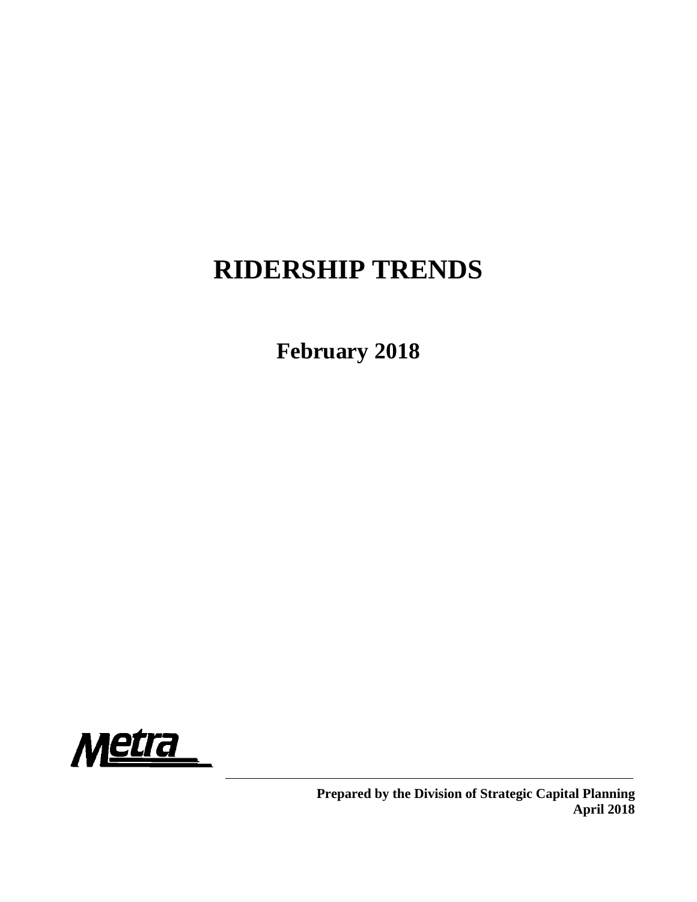# RIDERSHIP TRENDS

## February 2018

Metra

**Prepared by the Division of Strategic Capital Planning**
**April 2018**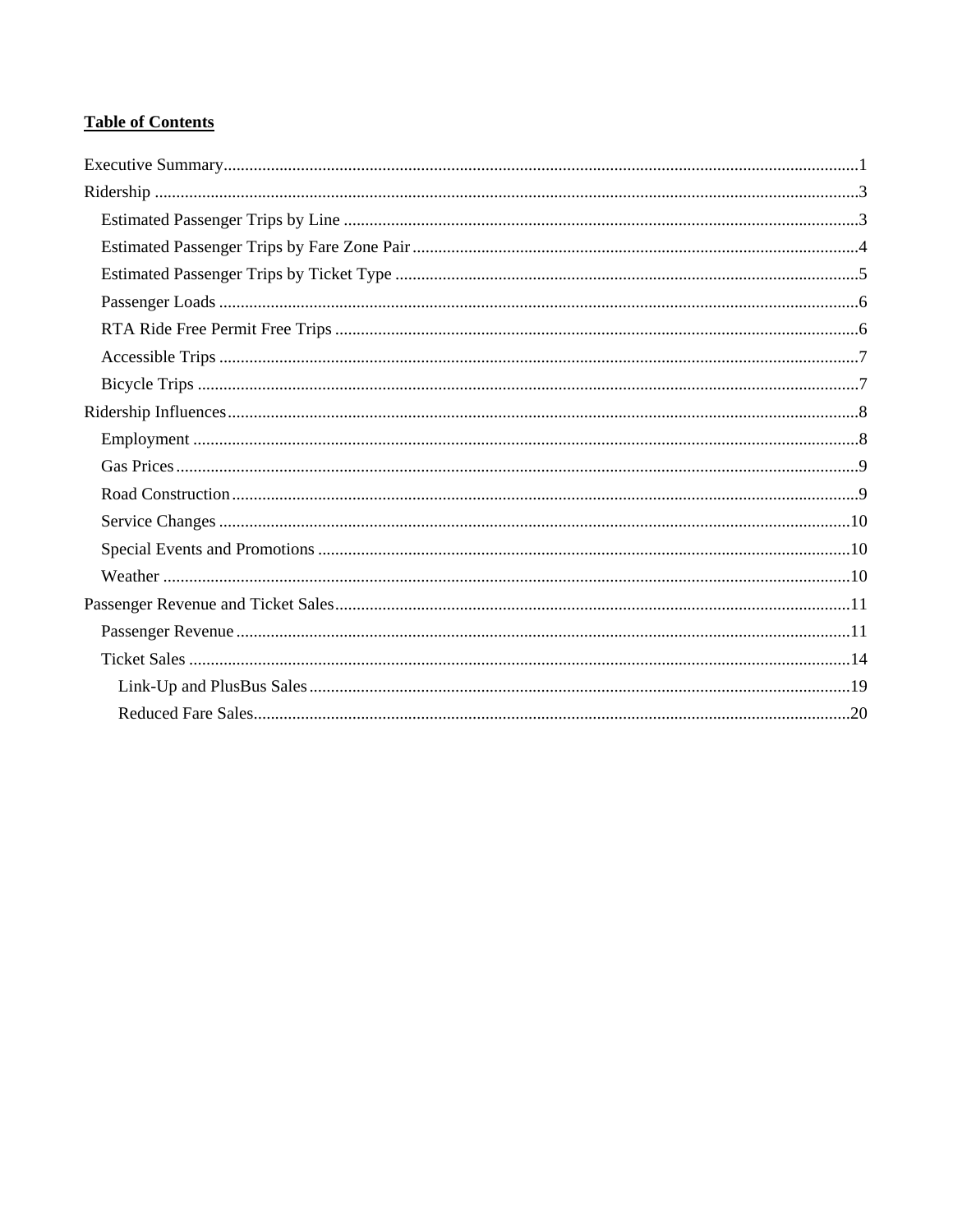**Table of Contents**

Executive Summary....................................................1
Ridership....................................................3
- Estimated Passenger Trips by Line....................................................3
- Estimated Passenger Trips by Fare Zone Pair....................................................4
- Estimated Passenger Trips by Ticket Type....................................................5
- Passenger Loads....................................................6
- RTA Ride Free Permit Free Trips....................................................6
- Accessible Trips....................................................7
- Bicycle Trips....................................................7

Ridership Influences....................................................8
- Employment....................................................8
- Gas Prices....................................................9
- Road Construction....................................................9
- Service Changes....................................................10
- Special Events and Promotions....................................................10
- Weather....................................................10

Passenger Revenue and Ticket Sales....................................................11
- Passenger Revenue....................................................11
- Ticket Sales....................................................14
  - Link-Up and PlusBus Sales....................................................19
  - Reduced Fare Sales....................................................20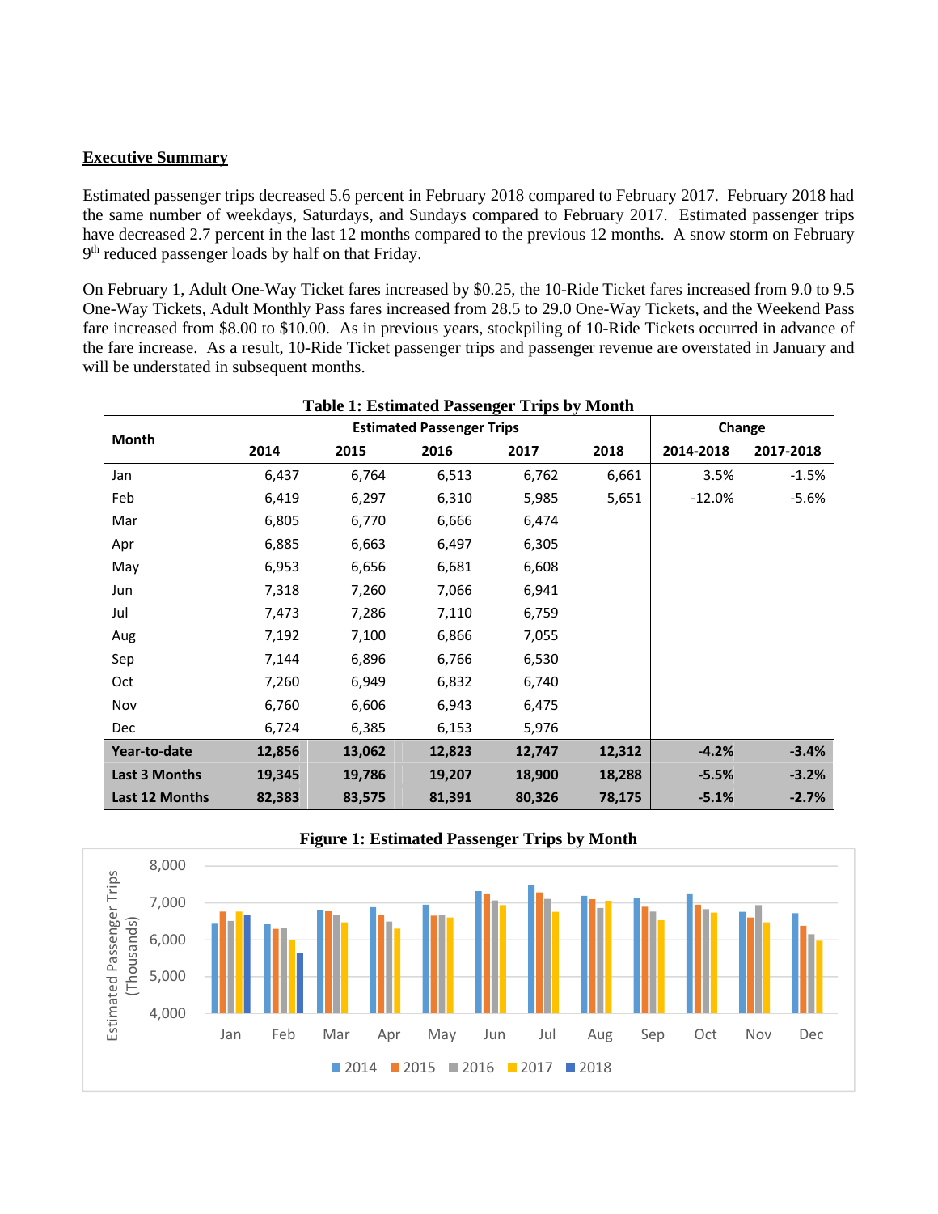**Executive Summary**

Estimated passenger trips decreased 5.6 percent in February 2018 compared to February 2017. February 2018 had the same number of weekdays, Saturdays, and Sundays compared to February 2017. Estimated passenger trips have decreased 2.7 percent in the last 12 months compared to the previous 12 months. A snow storm on February 9th reduced passenger loads by half on that Friday.

On February 1, Adult One-Way Ticket fares increased by $0.25, the 10-Ride Ticket fares increased from 9.0 to 9.5 One-Way Tickets, Adult Monthly Pass fares increased from 28.5 to 29.0 One-Way Tickets, and the Weekend Pass fare increased from $8.00 to $10.00. As in previous years, stockpiling of 10-Ride Tickets occurred in advance of the fare increase. As a result, 10-Ride Ticket passenger trips and passenger revenue are overstated in January and will be understated in subsequent months.

**Table 1: Estimated Passenger Trips by Month**

| Month | Estimated Passenger Trips | | | | | Change | |
|---|---|---|---|---|---|---|---|
| | 2014 | 2015 | 2016 | 2017 | 2018 | 2014-2018 | 2017-2018 |
| Jan | 6,437 | 6,764 | 6,513 | 6,762 | 6,661 | 3.5% | -1.5% |
| Feb | 6,419 | 6,297 | 6,310 | 5,985 | 5,651 | -12.0% | -5.6% |
| Mar | 6,805 | 6,770 | 6,666 | 6,474 | | | |
| Apr | 6,885 | 6,663 | 6,497 | 6,305 | | | |
| May | 6,953 | 6,656 | 6,681 | 6,608 | | | |
| Jun | 7,318 | 7,260 | 7,066 | 6,941 | | | |
| Jul | 7,473 | 7,286 | 7,110 | 6,759 | | | |
| Aug | 7,192 | 7,100 | 6,866 | 7,055 | | | |
| Sep | 7,144 | 6,896 | 6,766 | 6,530 | | | |
| Oct | 7,260 | 6,949 | 6,832 | 6,740 | | | |
| Nov | 6,760 | 6,606 | 6,943 | 6,475 | | | |
| Dec | 6,724 | 6,385 | 6,153 | 5,976 | | | |
| **Year-to-date** | **12,856** | **13,062** | **12,823** | **12,747** | **12,312** | **-4.2%** | **-3.4%** |
| **Last 3 Months** | **19,345** | **19,786** | **19,207** | **18,900** | **18,288** | **-5.5%** | **-3.2%** |
| **Last 12 Months** | **82,383** | **83,575** | **81,391** | **80,326** | **78,175** | **-5.1%** | **-2.7%** |

**Figure 1: Estimated Passenger Trips by Month**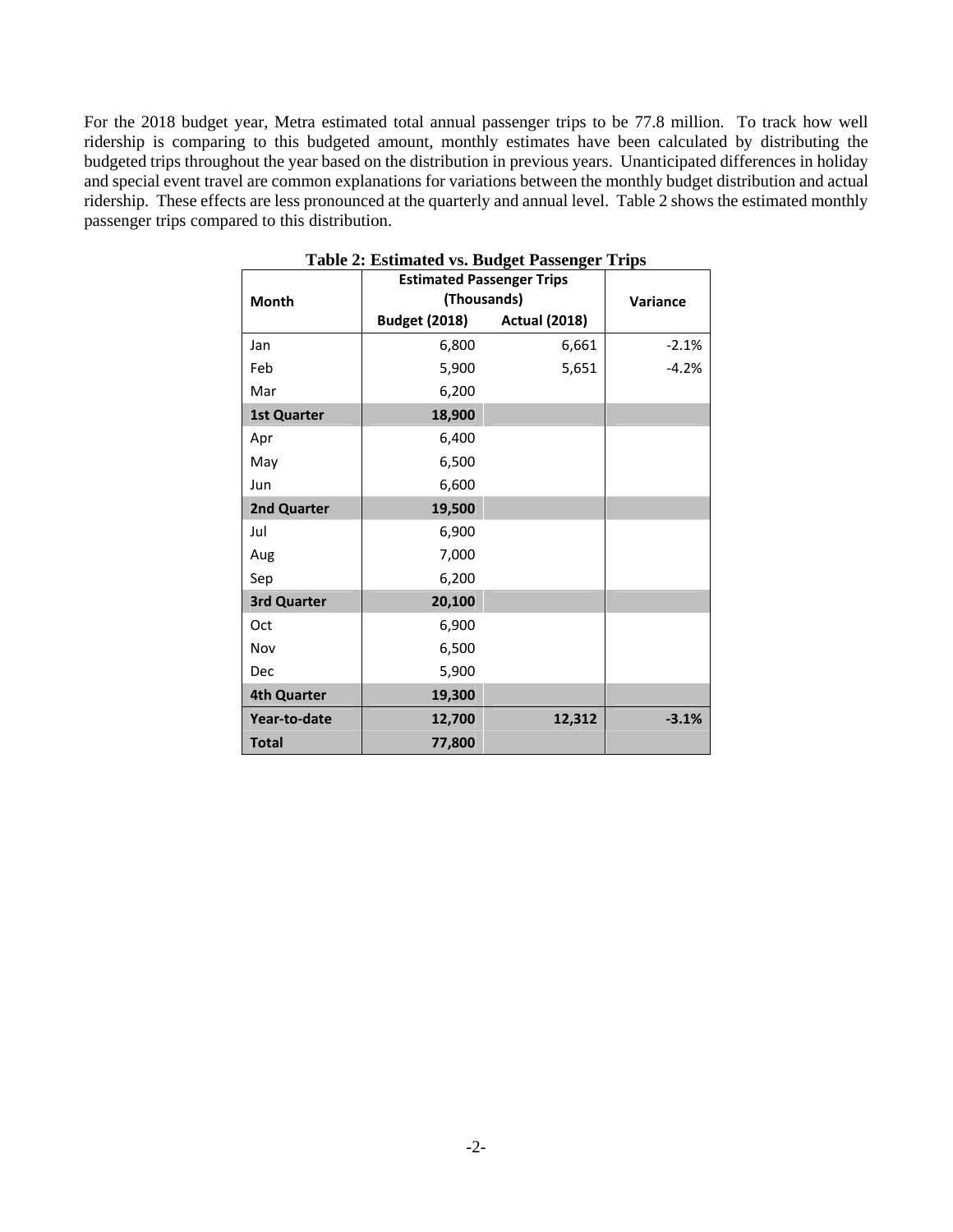For the 2018 budget year, Metra estimated total annual passenger trips to be 77.8 million. To track how well ridership is comparing to this budgeted amount, monthly estimates have been calculated by distributing the budgeted trips throughout the year based on the distribution in previous years. Unanticipated differences in holiday and special event travel are common explanations for variations between the monthly budget distribution and actual ridership. These effects are less pronounced at the quarterly and annual level. Table 2 shows the estimated monthly passenger trips compared to this distribution.

**Table 2: Estimated vs. Budget Passenger Trips**

| Month | Estimated Passenger Trips (Thousands) | | Variance |
|---|---|---|---|
| | Budget (2018) | Actual (2018) | |
| Jan | 6,800 | 6,661 | -2.1% |
| Feb | 5,900 | 5,651 | -4.2% |
| Mar | 6,200 | | |
| **1st Quarter** | **18,900** | | |
| Apr | 6,400 | | |
| May | 6,500 | | |
| Jun | 6,600 | | |
| **2nd Quarter** | **19,500** | | |
| Jul | 6,900 | | |
| Aug | 7,000 | | |
| Sep | 6,200 | | |
| **3rd Quarter** | **20,100** | | |
| Oct | 6,900 | | |
| Nov | 6,500 | | |
| Dec | 5,900 | | |
| **4th Quarter** | **19,300** | | |
| **Year-to-date** | **12,700** | **12,312** | **-3.1%** |
| **Total** | **77,800** | | |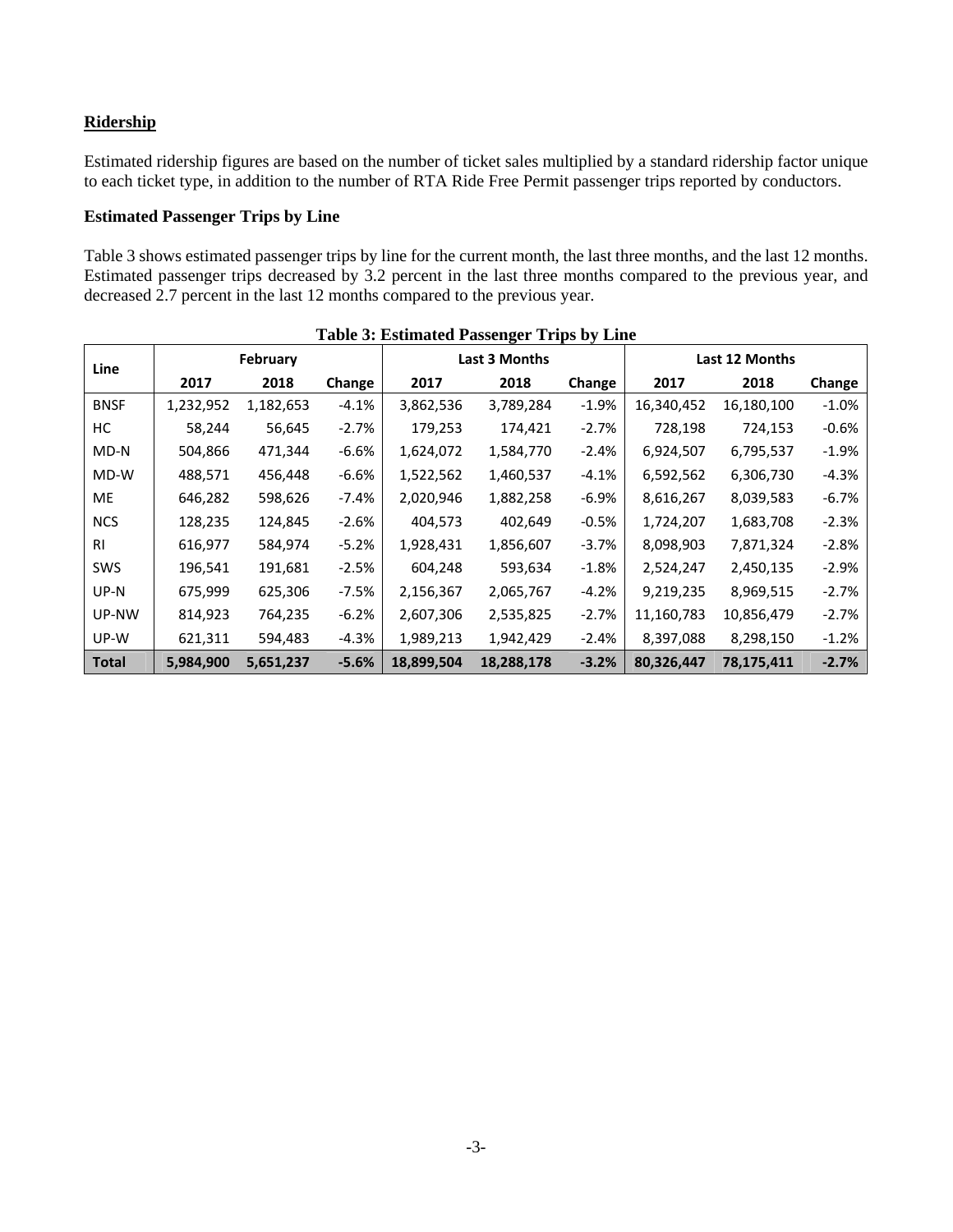## Ridership

Estimated ridership figures are based on the number of ticket sales multiplied by a standard ridership factor unique to each ticket type, in addition to the number of RTA Ride Free Permit passenger trips reported by conductors.

### Estimated Passenger Trips by Line

Table 3 shows estimated passenger trips by line for the current month, the last three months, and the last 12 months. Estimated passenger trips decreased by 3.2 percent in the last three months compared to the previous year, and decreased 2.7 percent in the last 12 months compared to the previous year.

**Table 3: Estimated Passenger Trips by Line**

| Line | February | | | Last 3 Months | | | Last 12 Months | | |
|---|---|---|---|---|---|---|---|---|---|
| | 2017 | 2018 | Change | 2017 | 2018 | Change | 2017 | 2018 | Change |
| BNSF | 1,232,952 | 1,182,653 | -4.1% | 3,862,536 | 3,789,284 | -1.9% | 16,340,452 | 16,180,100 | -1.0% |
| HC | 58,244 | 56,645 | -2.7% | 179,253 | 174,421 | -2.7% | 728,198 | 724,153 | -0.6% |
| MD-N | 504,866 | 471,344 | -6.6% | 1,624,072 | 1,584,770 | -2.4% | 6,924,507 | 6,795,537 | -1.9% |
| MD-W | 488,571 | 456,448 | -6.6% | 1,522,562 | 1,460,537 | -4.1% | 6,592,562 | 6,306,730 | -4.3% |
| ME | 646,282 | 598,626 | -7.4% | 2,020,946 | 1,882,258 | -6.9% | 8,616,267 | 8,039,583 | -6.7% |
| NCS | 128,235 | 124,845 | -2.6% | 404,573 | 402,649 | -0.5% | 1,724,207 | 1,683,708 | -2.3% |
| RI | 616,977 | 584,974 | -5.2% | 1,928,431 | 1,856,607 | -3.7% | 8,098,903 | 7,871,324 | -2.8% |
| SWS | 196,541 | 191,681 | -2.5% | 604,248 | 593,634 | -1.8% | 2,524,247 | 2,450,135 | -2.9% |
| UP-N | 675,999 | 625,306 | -7.5% | 2,156,367 | 2,065,767 | -4.2% | 9,219,235 | 8,969,515 | -2.7% |
| UP-NW | 814,923 | 764,235 | -6.2% | 2,607,306 | 2,535,825 | -2.7% | 11,160,783 | 10,856,479 | -2.7% |
| UP-W | 621,311 | 594,483 | -4.3% | 1,989,213 | 1,942,429 | -2.4% | 8,397,088 | 8,298,150 | -1.2% |
| **Total** | **5,984,900** | **5,651,237** | **-5.6%** | **18,899,504** | **18,288,178** | **-3.2%** | **80,326,447** | **78,175,411** | **-2.7%** |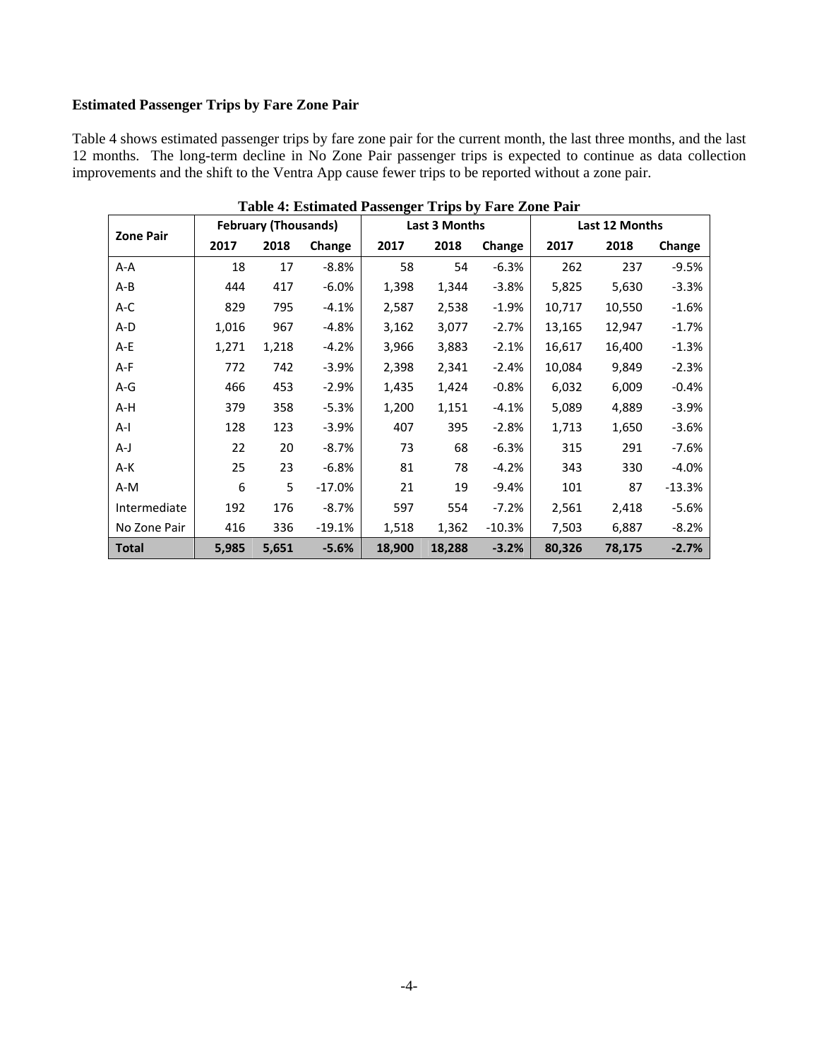### Estimated Passenger Trips by Fare Zone Pair

Table 4 shows estimated passenger trips by fare zone pair for the current month, the last three months, and the last 12 months. The long-term decline in No Zone Pair passenger trips is expected to continue as data collection improvements and the shift to the Ventra App cause fewer trips to be reported without a zone pair.

**Table 4: Estimated Passenger Trips by Fare Zone Pair**

| Zone Pair | February (Thousands) | | | Last 3 Months | | | Last 12 Months | | |
|---|---|---|---|---|---|---|---|---|---|
| | 2017 | 2018 | Change | 2017 | 2018 | Change | 2017 | 2018 | Change |
| A-A | 18 | 17 | -8.8% | 58 | 54 | -6.3% | 262 | 237 | -9.5% |
| A-B | 444 | 417 | -6.0% | 1,398 | 1,344 | -3.8% | 5,825 | 5,630 | -3.3% |
| A-C | 829 | 795 | -4.1% | 2,587 | 2,538 | -1.9% | 10,717 | 10,550 | -1.6% |
| A-D | 1,016 | 967 | -4.8% | 3,162 | 3,077 | -2.7% | 13,165 | 12,947 | -1.7% |
| A-E | 1,271 | 1,218 | -4.2% | 3,966 | 3,883 | -2.1% | 16,617 | 16,400 | -1.3% |
| A-F | 772 | 742 | -3.9% | 2,398 | 2,341 | -2.4% | 10,084 | 9,849 | -2.3% |
| A-G | 466 | 453 | -2.9% | 1,435 | 1,424 | -0.8% | 6,032 | 6,009 | -0.4% |
| A-H | 379 | 358 | -5.3% | 1,200 | 1,151 | -4.1% | 5,089 | 4,889 | -3.9% |
| A-I | 128 | 123 | -3.9% | 407 | 395 | -2.8% | 1,713 | 1,650 | -3.6% |
| A-J | 22 | 20 | -8.7% | 73 | 68 | -6.3% | 315 | 291 | -7.6% |
| A-K | 25 | 23 | -6.8% | 81 | 78 | -4.2% | 343 | 330 | -4.0% |
| A-M | 6 | 5 | -17.0% | 21 | 19 | -9.4% | 101 | 87 | -13.3% |
| Intermediate | 192 | 176 | -8.7% | 597 | 554 | -7.2% | 2,561 | 2,418 | -5.6% |
| No Zone Pair | 416 | 336 | -19.1% | 1,518 | 1,362 | -10.3% | 7,503 | 6,887 | -8.2% |
| **Total** | **5,985** | **5,651** | **-5.6%** | **18,900** | **18,288** | **-3.2%** | **80,326** | **78,175** | **-2.7%** |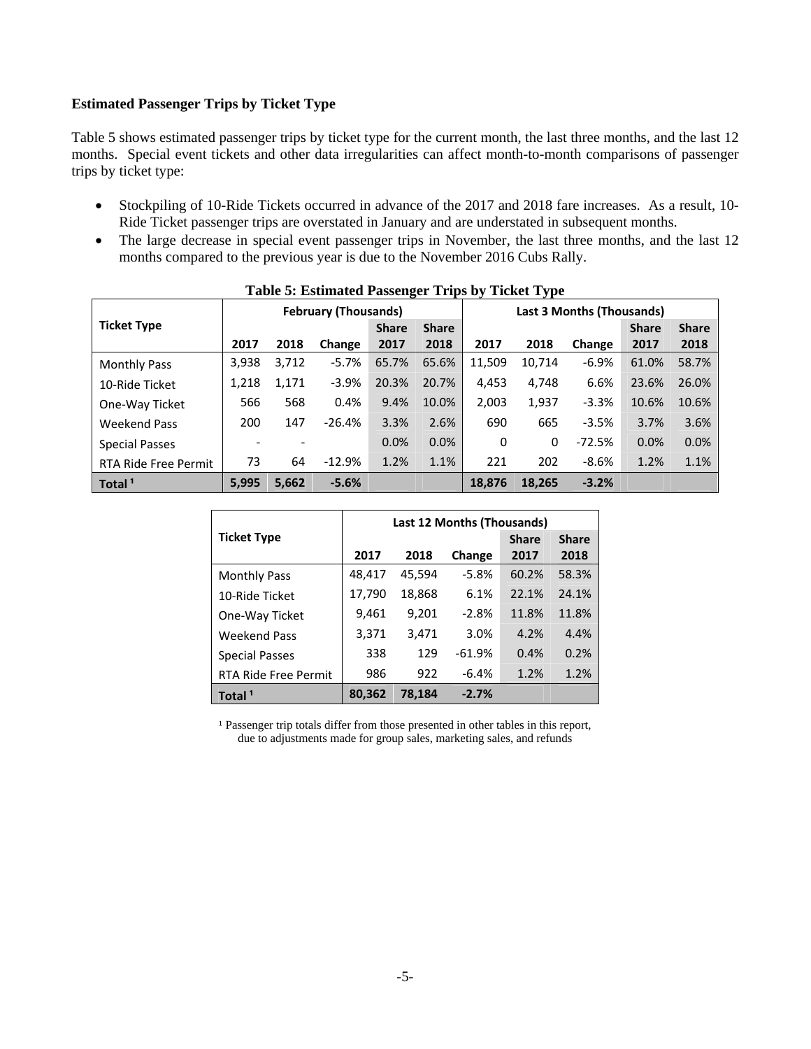**Estimated Passenger Trips by Ticket Type**

Table 5 shows estimated passenger trips by ticket type for the current month, the last three months, and the last 12 months. Special event tickets and other data irregularities can affect month-to-month comparisons of passenger trips by ticket type:

- Stockpiling of 10-Ride Tickets occurred in advance of the 2017 and 2018 fare increases. As a result, 10-Ride Ticket passenger trips are overstated in January and are understated in subsequent months.
- The large decrease in special event passenger trips in November, the last three months, and the last 12 months compared to the previous year is due to the November 2016 Cubs Rally.

**Table 5: Estimated Passenger Trips by Ticket Type**

| Ticket Type | February (Thousands) | | | | | Last 3 Months (Thousands) | | | | |
|---|---|---|---|---|---|---|---|---|---|---|
| | 2017 | 2018 | Change | Share 2017 | Share 2018 | 2017 | 2018 | Change | Share 2017 | Share 2018 |
| Monthly Pass | 3,938 | 3,712 | -5.7% | 65.7% | 65.6% | 11,509 | 10,714 | -6.9% | 61.0% | 58.7% |
| 10-Ride Ticket | 1,218 | 1,171 | -3.9% | 20.3% | 20.7% | 4,453 | 4,748 | 6.6% | 23.6% | 26.0% |
| One-Way Ticket | 566 | 568 | 0.4% | 9.4% | 10.0% | 2,003 | 1,937 | -3.3% | 10.6% | 10.6% |
| Weekend Pass | 200 | 147 | -26.4% | 3.3% | 2.6% | 690 | 665 | -3.5% | 3.7% | 3.6% |
| Special Passes | - | - | | 0.0% | 0.0% | 0 | 0 | -72.5% | 0.0% | 0.0% |
| RTA Ride Free Permit | 73 | 64 | -12.9% | 1.2% | 1.1% | 221 | 202 | -8.6% | 1.2% | 1.1% |
| **Total [1]** | **5,995** | **5,662** | **-5.6%** | | | **18,876** | **18,265** | **-3.2%** | | |

| Ticket Type | Last 12 Months (Thousands) | | | | |
|---|---|---|---|---|---|
| | 2017 | 2018 | Change | Share 2017 | Share 2018 |
| Monthly Pass | 48,417 | 45,594 | -5.8% | 60.2% | 58.3% |
| 10-Ride Ticket | 17,790 | 18,868 | 6.1% | 22.1% | 24.1% |
| One-Way Ticket | 9,461 | 9,201 | -2.8% | 11.8% | 11.8% |
| Weekend Pass | 3,371 | 3,471 | 3.0% | 4.2% | 4.4% |
| Special Passes | 338 | 129 | -61.9% | 0.4% | 0.2% |
| RTA Ride Free Permit | 986 | 922 | -6.4% | 1.2% | 1.2% |
| **Total [1]** | **80,362** | **78,184** | **-2.7%** | | |

[1] Passenger trip totals differ from those presented in other tables in this report, due to adjustments made for group sales, marketing sales, and refunds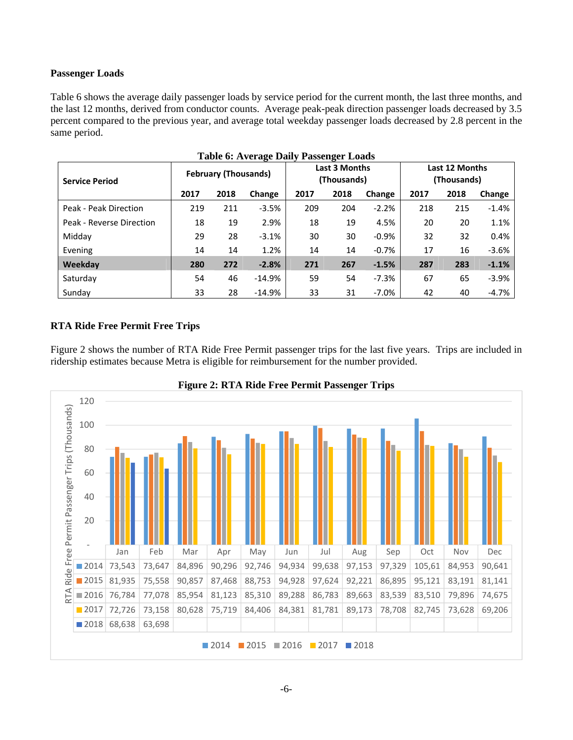### Passenger Loads

Table 6 shows the average daily passenger loads by service period for the current month, the last three months, and the last 12 months, derived from conductor counts. Average peak-peak direction passenger loads decreased by 3.5 percent compared to the previous year, and average total weekday passenger loads decreased by 2.8 percent in the same period.

**Table 6: Average Daily Passenger Loads**

| Service Period | February (Thousands) | | | Last 3 Months (Thousands) | | | Last 12 Months (Thousands) | | |
|---|---|---|---|---|---|---|---|---|---|
| | 2017 | 2018 | Change | 2017 | 2018 | Change | 2017 | 2018 | Change |
| Peak - Peak Direction | 219 | 211 | -3.5% | 209 | 204 | -2.2% | 218 | 215 | -1.4% |
| Peak - Reverse Direction | 18 | 19 | 2.9% | 18 | 19 | 4.5% | 20 | 20 | 1.1% |
| Midday | 29 | 28 | -3.1% | 30 | 30 | -0.9% | 32 | 32 | 0.4% |
| Evening | 14 | 14 | 1.2% | 14 | 14 | -0.7% | 17 | 16 | -3.6% |
| **Weekday** | **280** | **272** | **-2.8%** | **271** | **267** | **-1.5%** | **287** | **283** | **-1.1%** |
| Saturday | 54 | 46 | -14.9% | 59 | 54 | -7.3% | 67 | 65 | -3.9% |
| Sunday | 33 | 28 | -14.9% | 33 | 31 | -7.0% | 42 | 40 | -4.7% |

### RTA Ride Free Permit Free Trips

Figure 2 shows the number of RTA Ride Free Permit passenger trips for the last five years. Trips are included in ridership estimates because Metra is eligible for reimbursement for the number provided.

**Figure 2: RTA Ride Free Permit Passenger Trips**

| | Jan | Feb | Mar | Apr | May | Jun | Jul | Aug | Sep | Oct | Nov | Dec |
|---|---|---|---|---|---|---|---|---|---|---|---|---|
| 2014 | 73,543 | 73,647 | 84,896 | 90,296 | 92,746 | 94,934 | 99,638 | 97,153 | 97,329 | 105,61 | 84,953 | 90,641 |
| 2015 | 81,935 | 75,558 | 90,857 | 87,468 | 88,753 | 94,928 | 97,624 | 92,221 | 86,895 | 95,121 | 83,191 | 81,141 |
| 2016 | 76,784 | 77,078 | 85,954 | 81,123 | 85,310 | 89,288 | 86,783 | 89,663 | 83,539 | 83,510 | 79,896 | 74,675 |
| 2017 | 72,726 | 73,158 | 80,628 | 75,719 | 84,406 | 84,381 | 81,781 | 89,173 | 78,708 | 82,745 | 73,628 | 69,206 |
| 2018 | 68,638 | 63,698 | | | | | | | | | | |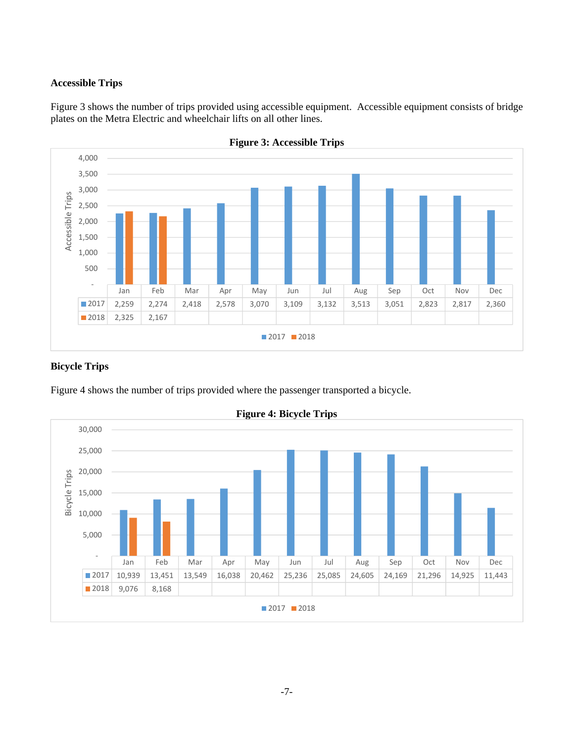### Accessible Trips

Figure 3 shows the number of trips provided using accessible equipment. Accessible equipment consists of bridge plates on the Metra Electric and wheelchair lifts on all other lines.

**Figure 3: Accessible Trips**

| | Jan | Feb | Mar | Apr | May | Jun | Jul | Aug | Sep | Oct | Nov | Dec |
|---|---|---|---|---|---|---|---|---|---|---|---|---|
| 2017 | 2,259 | 2,274 | 2,418 | 2,578 | 3,070 | 3,109 | 3,132 | 3,513 | 3,051 | 2,823 | 2,817 | 2,360 |
| 2018 | 2,325 | 2,167 | | | | | | | | | | |

### Bicycle Trips

Figure 4 shows the number of trips provided where the passenger transported a bicycle.

**Figure 4: Bicycle Trips**

| | Jan | Feb | Mar | Apr | May | Jun | Jul | Aug | Sep | Oct | Nov | Dec |
|---|---|---|---|---|---|---|---|---|---|---|---|---|
| 2017 | 10,939 | 13,451 | 13,549 | 16,038 | 20,462 | 25,236 | 25,085 | 24,605 | 24,169 | 21,296 | 14,925 | 11,443 |
| 2018 | 9,076 | 8,168 | | | | | | | | | | |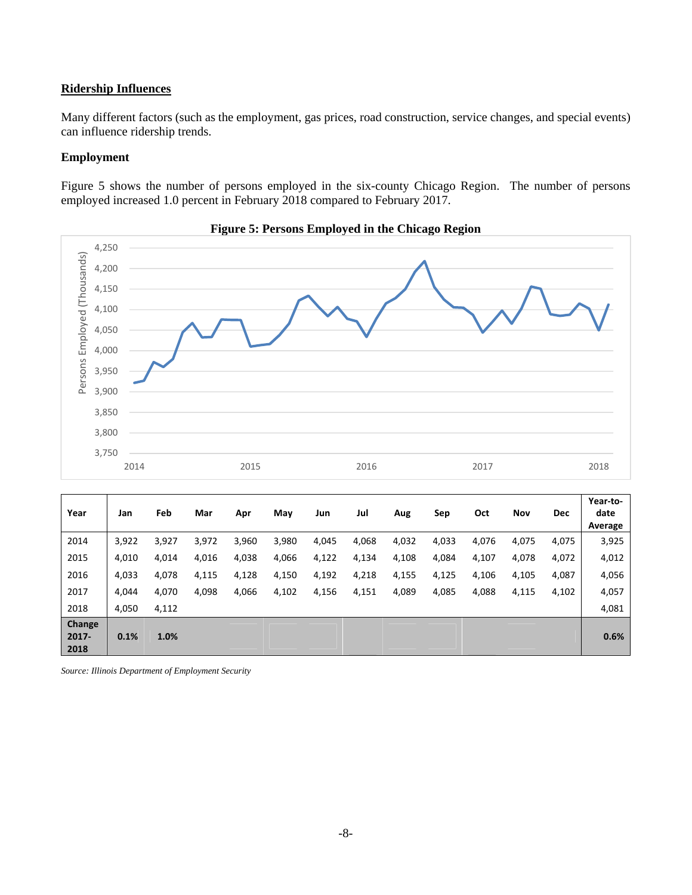## Ridership Influences

Many different factors (such as the employment, gas prices, road construction, service changes, and special events) can influence ridership trends.

### Employment

Figure 5 shows the number of persons employed in the six-county Chicago Region. The number of persons employed increased 1.0 percent in February 2018 compared to February 2017.

**Figure 5: Persons Employed in the Chicago Region**

| Year | Jan | Feb | Mar | Apr | May | Jun | Jul | Aug | Sep | Oct | Nov | Dec | Year-to-date Average |
|---|---|---|---|---|---|---|---|---|---|---|---|---|---|
| 2014 | 3,922 | 3,927 | 3,972 | 3,960 | 3,980 | 4,045 | 4,068 | 4,032 | 4,033 | 4,076 | 4,075 | 4,075 | 3,925 |
| 2015 | 4,010 | 4,014 | 4,016 | 4,038 | 4,066 | 4,122 | 4,134 | 4,108 | 4,084 | 4,107 | 4,078 | 4,072 | 4,012 |
| 2016 | 4,033 | 4,078 | 4,115 | 4,128 | 4,150 | 4,192 | 4,218 | 4,155 | 4,125 | 4,106 | 4,105 | 4,087 | 4,056 |
| 2017 | 4,044 | 4,070 | 4,098 | 4,066 | 4,102 | 4,156 | 4,151 | 4,089 | 4,085 | 4,088 | 4,115 | 4,102 | 4,057 |
| 2018 | 4,050 | 4,112 | | | | | | | | | | | 4,081 |
| **Change 2017-2018** | **0.1%** | **1.0%** | | | | | | | | | | | **0.6%** |

*Source: Illinois Department of Employment Security*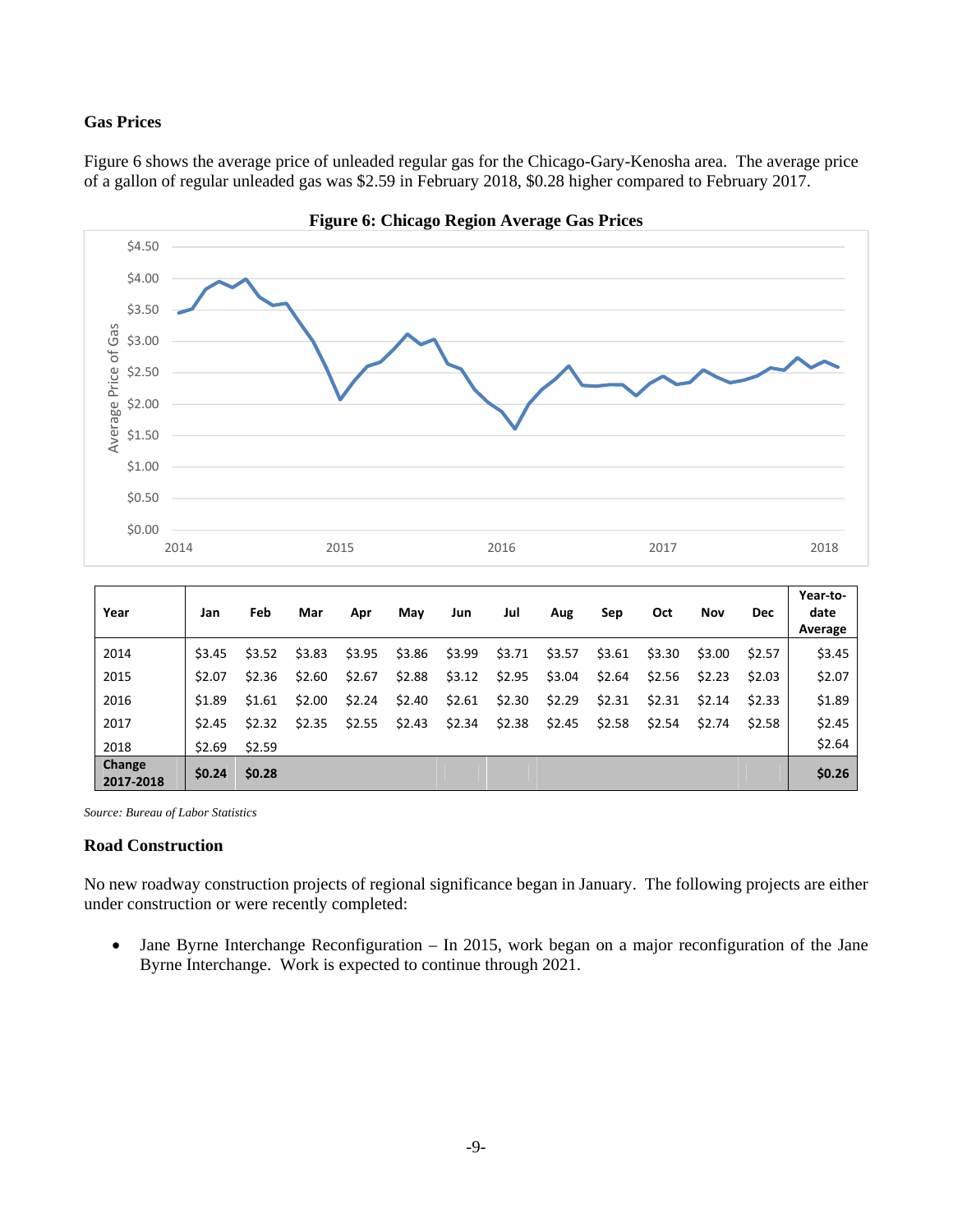### Gas Prices

Figure 6 shows the average price of unleaded regular gas for the Chicago-Gary-Kenosha area. The average price of a gallon of regular unleaded gas was $2.59 in February 2018, $0.28 higher compared to February 2017.

**Figure 6: Chicago Region Average Gas Prices**

| Year | Jan | Feb | Mar | Apr | May | Jun | Jul | Aug | Sep | Oct | Nov | Dec | Year-to-date Average |
|---|---|---|---|---|---|---|---|---|---|---|---|---|---|
| 2014 | $3.45 | $3.52 | $3.83 | $3.95 | $3.86 | $3.99 | $3.71 | $3.57 | $3.61 | $3.30 | $3.00 | $2.57 | $3.45 |
| 2015 | $2.07 | $2.36 | $2.60 | $2.67 | $2.88 | $3.12 | $2.95 | $3.04 | $2.64 | $2.56 | $2.23 | $2.03 | $2.07 |
| 2016 | $1.89 | $1.61 | $2.00 | $2.24 | $2.40 | $2.61 | $2.30 | $2.29 | $2.31 | $2.31 | $2.14 | $2.33 | $1.89 |
| 2017 | $2.45 | $2.32 | $2.35 | $2.55 | $2.43 | $2.34 | $2.38 | $2.45 | $2.58 | $2.54 | $2.74 | $2.58 | $2.45 |
| 2018 | $2.69 | $2.59 | | | | | | | | | | | $2.64 |
| **Change 2017-2018** | **$0.24** | **$0.28** | | | | | | | | | | | **$0.26** |

*Source: Bureau of Labor Statistics*

### Road Construction

No new roadway construction projects of regional significance began in January. The following projects are either under construction or were recently completed:

- Jane Byrne Interchange Reconfiguration – In 2015, work began on a major reconfiguration of the Jane Byrne Interchange. Work is expected to continue through 2021.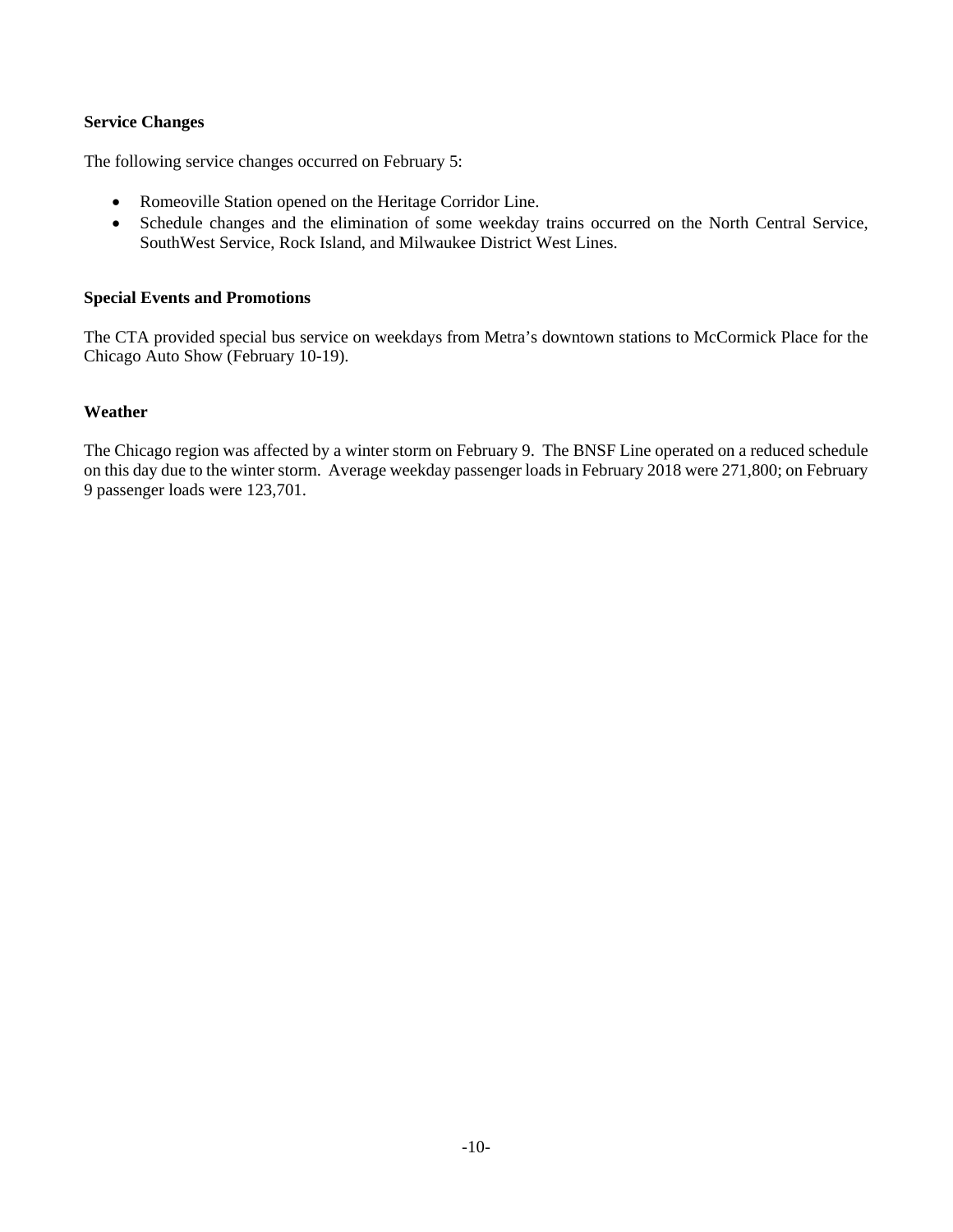**Service Changes**

The following service changes occurred on February 5:

- Romeoville Station opened on the Heritage Corridor Line.
- Schedule changes and the elimination of some weekday trains occurred on the North Central Service, SouthWest Service, Rock Island, and Milwaukee District West Lines.

**Special Events and Promotions**

The CTA provided special bus service on weekdays from Metra's downtown stations to McCormick Place for the Chicago Auto Show (February 10-19).

**Weather**

The Chicago region was affected by a winter storm on February 9. The BNSF Line operated on a reduced schedule on this day due to the winter storm. Average weekday passenger loads in February 2018 were 271,800; on February 9 passenger loads were 123,701.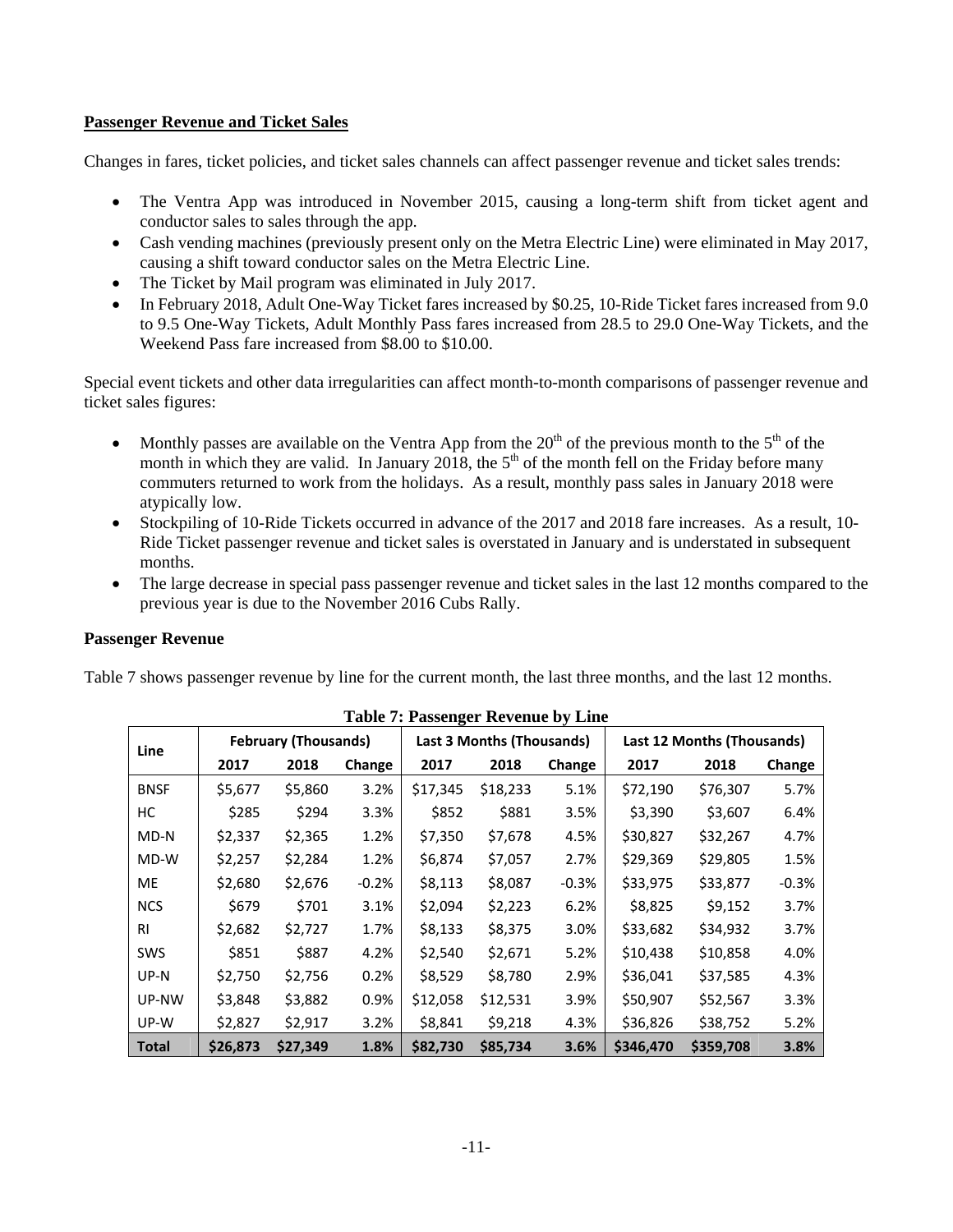**Passenger Revenue and Ticket Sales**

Changes in fares, ticket policies, and ticket sales channels can affect passenger revenue and ticket sales trends:

- The Ventra App was introduced in November 2015, causing a long-term shift from ticket agent and conductor sales to sales through the app.
- Cash vending machines (previously present only on the Metra Electric Line) were eliminated in May 2017, causing a shift toward conductor sales on the Metra Electric Line.
- The Ticket by Mail program was eliminated in July 2017.
- In February 2018, Adult One-Way Ticket fares increased by $0.25, 10-Ride Ticket fares increased from 9.0 to 9.5 One-Way Tickets, Adult Monthly Pass fares increased from 28.5 to 29.0 One-Way Tickets, and the Weekend Pass fare increased from $8.00 to $10.00.

Special event tickets and other data irregularities can affect month-to-month comparisons of passenger revenue and ticket sales figures:

- Monthly passes are available on the Ventra App from the 20th of the previous month to the 5th of the month in which they are valid. In January 2018, the 5th of the month fell on the Friday before many commuters returned to work from the holidays. As a result, monthly pass sales in January 2018 were atypically low.
- Stockpiling of 10-Ride Tickets occurred in advance of the 2017 and 2018 fare increases. As a result, 10-Ride Ticket passenger revenue and ticket sales is overstated in January and is understated in subsequent months.
- The large decrease in special pass passenger revenue and ticket sales in the last 12 months compared to the previous year is due to the November 2016 Cubs Rally.

**Passenger Revenue**

Table 7 shows passenger revenue by line for the current month, the last three months, and the last 12 months.

**Table 7: Passenger Revenue by Line**

| Line | February (Thousands) | | | Last 3 Months (Thousands) | | | Last 12 Months (Thousands) | | |
|---|---|---|---|---|---|---|---|---|---|
| | 2017 | 2018 | Change | 2017 | 2018 | Change | 2017 | 2018 | Change |
| BNSF | $5,677 | $5,860 | 3.2% | $17,345 | $18,233 | 5.1% | $72,190 | $76,307 | 5.7% |
| HC | $285 | $294 | 3.3% | $852 | $881 | 3.5% | $3,390 | $3,607 | 6.4% |
| MD-N | $2,337 | $2,365 | 1.2% | $7,350 | $7,678 | 4.5% | $30,827 | $32,267 | 4.7% |
| MD-W | $2,257 | $2,284 | 1.2% | $6,874 | $7,057 | 2.7% | $29,369 | $29,805 | 1.5% |
| ME | $2,680 | $2,676 | -0.2% | $8,113 | $8,087 | -0.3% | $33,975 | $33,877 | -0.3% |
| NCS | $679 | $701 | 3.1% | $2,094 | $2,223 | 6.2% | $8,825 | $9,152 | 3.7% |
| RI | $2,682 | $2,727 | 1.7% | $8,133 | $8,375 | 3.0% | $33,682 | $34,932 | 3.7% |
| SWS | $851 | $887 | 4.2% | $2,540 | $2,671 | 5.2% | $10,438 | $10,858 | 4.0% |
| UP-N | $2,750 | $2,756 | 0.2% | $8,529 | $8,780 | 2.9% | $36,041 | $37,585 | 4.3% |
| UP-NW | $3,848 | $3,882 | 0.9% | $12,058 | $12,531 | 3.9% | $50,907 | $52,567 | 3.3% |
| UP-W | $2,827 | $2,917 | 3.2% | $8,841 | $9,218 | 4.3% | $36,826 | $38,752 | 5.2% |
| **Total** | **$26,873** | **$27,349** | **1.8%** | **$82,730** | **$85,734** | **3.6%** | **$346,470** | **$359,708** | **3.8%** |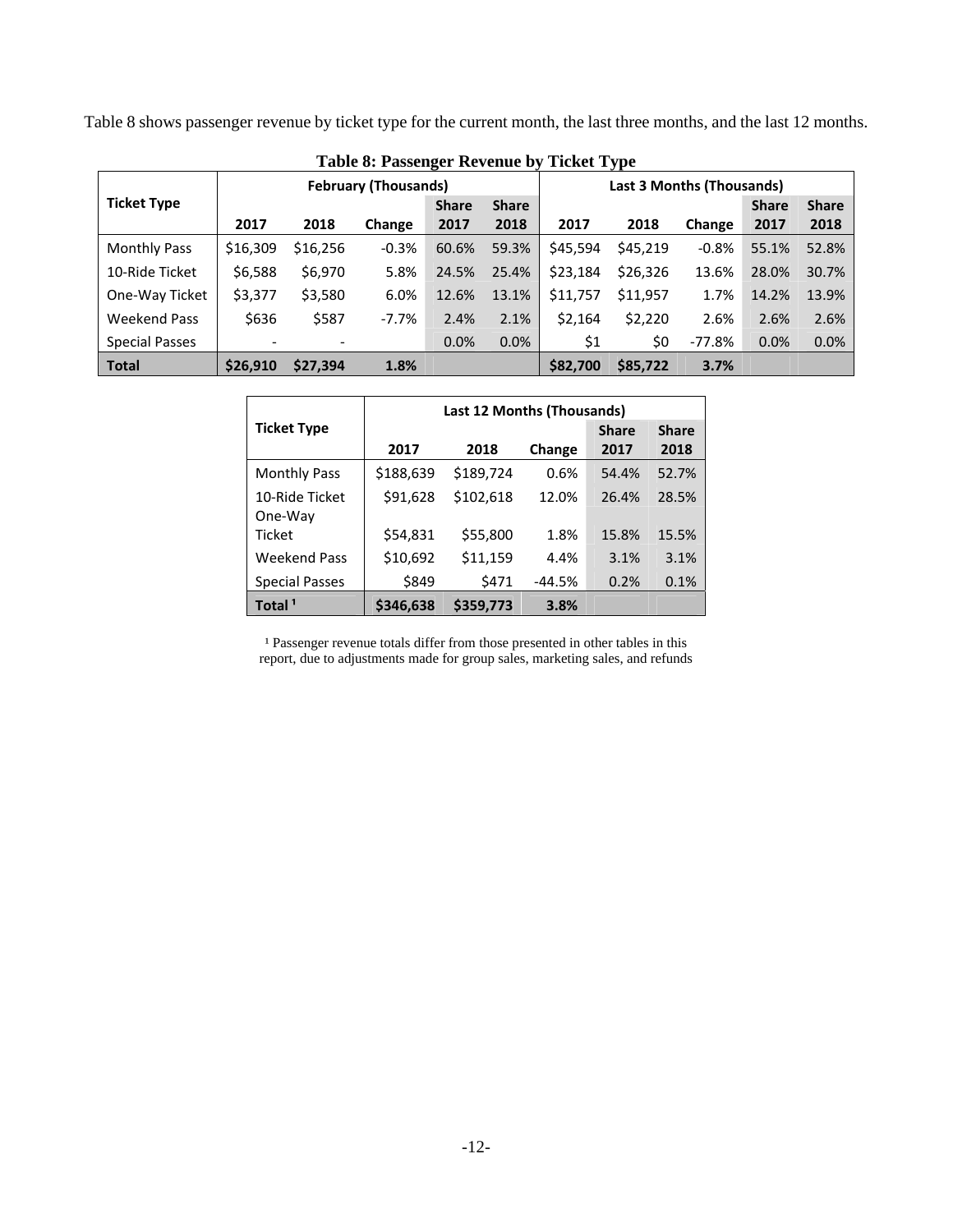Table 8 shows passenger revenue by ticket type for the current month, the last three months, and the last 12 months.

**Table 8: Passenger Revenue by Ticket Type**

| Ticket Type | February (Thousands) | | | | | Last 3 Months (Thousands) | | | | |
|---|---|---|---|---|---|---|---|---|---|---|
| | 2017 | 2018 | Change | Share 2017 | Share 2018 | 2017 | 2018 | Change | Share 2017 | Share 2018 |
| Monthly Pass | $16,309 | $16,256 | -0.3% | 60.6% | 59.3% | $45,594 | $45,219 | -0.8% | 55.1% | 52.8% |
| 10-Ride Ticket | $6,588 | $6,970 | 5.8% | 24.5% | 25.4% | $23,184 | $26,326 | 13.6% | 28.0% | 30.7% |
| One-Way Ticket | $3,377 | $3,580 | 6.0% | 12.6% | 13.1% | $11,757 | $11,957 | 1.7% | 14.2% | 13.9% |
| Weekend Pass | $636 | $587 | -7.7% | 2.4% | 2.1% | $2,164 | $2,220 | 2.6% | 2.6% | 2.6% |
| Special Passes | - | - | | 0.0% | 0.0% | $1 | $0 | -77.8% | 0.0% | 0.0% |
| **Total** | **$26,910** | **$27,394** | **1.8%** | | | **$82,700** | **$85,722** | **3.7%** | | |

| Ticket Type | Last 12 Months (Thousands) | | | | |
|---|---|---|---|---|---|
| | 2017 | 2018 | Change | Share 2017 | Share 2018 |
| Monthly Pass | $188,639 | $189,724 | 0.6% | 54.4% | 52.7% |
| 10-Ride Ticket | $91,628 | $102,618 | 12.0% | 26.4% | 28.5% |
| One-Way Ticket | $54,831 | $55,800 | 1.8% | 15.8% | 15.5% |
| Weekend Pass | $10,692 | $11,159 | 4.4% | 3.1% | 3.1% |
| Special Passes | $849 | $471 | -44.5% | 0.2% | 0.1% |
| **Total [1]** | **$346,638** | **$359,773** | **3.8%** | | |

[1] Passenger revenue totals differ from those presented in other tables in this report, due to adjustments made for group sales, marketing sales, and refunds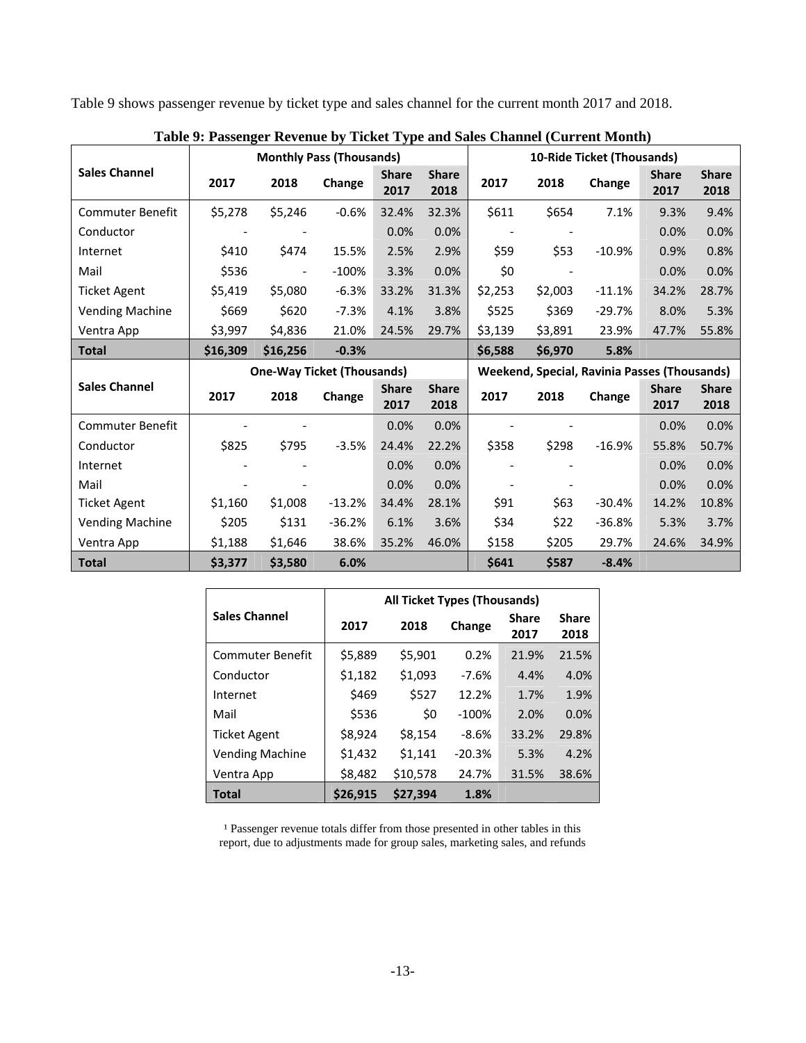Table 9 shows passenger revenue by ticket type and sales channel for the current month 2017 and 2018.

**Table 9: Passenger Revenue by Ticket Type and Sales Channel (Current Month)**

| Sales Channel | Monthly Pass (Thousands) | | | | | 10-Ride Ticket (Thousands) | | | | |
|---|---|---|---|---|---|---|---|---|---|---|
| | 2017 | 2018 | Change | Share 2017 | Share 2018 | 2017 | 2018 | Change | Share 2017 | Share 2018 |
| Commuter Benefit | $5,278 | $5,246 | -0.6% | 32.4% | 32.3% | $611 | $654 | 7.1% | 9.3% | 9.4% |
| Conductor | - | - | | 0.0% | 0.0% | - | - | | 0.0% | 0.0% |
| Internet | $410 | $474 | 15.5% | 2.5% | 2.9% | $59 | $53 | -10.9% | 0.9% | 0.8% |
| Mail | $536 | - | -100% | 3.3% | 0.0% | $0 | - | | 0.0% | 0.0% |
| Ticket Agent | $5,419 | $5,080 | -6.3% | 33.2% | 31.3% | $2,253 | $2,003 | -11.1% | 34.2% | 28.7% |
| Vending Machine | $669 | $620 | -7.3% | 4.1% | 3.8% | $525 | $369 | -29.7% | 8.0% | 5.3% |
| Ventra App | $3,997 | $4,836 | 21.0% | 24.5% | 29.7% | $3,139 | $3,891 | 23.9% | 47.7% | 55.8% |
| **Total** | **$16,309** | **$16,256** | **-0.3%** | | | **$6,588** | **$6,970** | **5.8%** | | |

| Sales Channel | One-Way Ticket (Thousands) | | | | | Weekend, Special, Ravinia Passes (Thousands) | | | | |
|---|---|---|---|---|---|---|---|---|---|---|
| | 2017 | 2018 | Change | Share 2017 | Share 2018 | 2017 | 2018 | Change | Share 2017 | Share 2018 |
| Commuter Benefit | - | - | | 0.0% | 0.0% | - | - | | 0.0% | 0.0% |
| Conductor | $825 | $795 | -3.5% | 24.4% | 22.2% | $358 | $298 | -16.9% | 55.8% | 50.7% |
| Internet | - | - | | 0.0% | 0.0% | - | - | | 0.0% | 0.0% |
| Mail | - | - | | 0.0% | 0.0% | - | - | | 0.0% | 0.0% |
| Ticket Agent | $1,160 | $1,008 | -13.2% | 34.4% | 28.1% | $91 | $63 | -30.4% | 14.2% | 10.8% |
| Vending Machine | $205 | $131 | -36.2% | 6.1% | 3.6% | $34 | $22 | -36.8% | 5.3% | 3.7% |
| Ventra App | $1,188 | $1,646 | 38.6% | 35.2% | 46.0% | $158 | $205 | 29.7% | 24.6% | 34.9% |
| **Total** | **$3,377** | **$3,580** | **6.0%** | | | **$641** | **$587** | **-8.4%** | | |

| Sales Channel | All Ticket Types (Thousands) | | | | |
|---|---|---|---|---|---|
| | 2017 | 2018 | Change | Share 2017 | Share 2018 |
| Commuter Benefit | $5,889 | $5,901 | 0.2% | 21.9% | 21.5% |
| Conductor | $1,182 | $1,093 | -7.6% | 4.4% | 4.0% |
| Internet | $469 | $527 | 12.2% | 1.7% | 1.9% |
| Mail | $536 | $0 | -100% | 2.0% | 0.0% |
| Ticket Agent | $8,924 | $8,154 | -8.6% | 33.2% | 29.8% |
| Vending Machine | $1,432 | $1,141 | -20.3% | 5.3% | 4.2% |
| Ventra App | $8,482 | $10,578 | 24.7% | 31.5% | 38.6% |
| **Total** | **$26,915** | **$27,394** | **1.8%** | | |

[1] Passenger revenue totals differ from those presented in other tables in this report, due to adjustments made for group sales, marketing sales, and refunds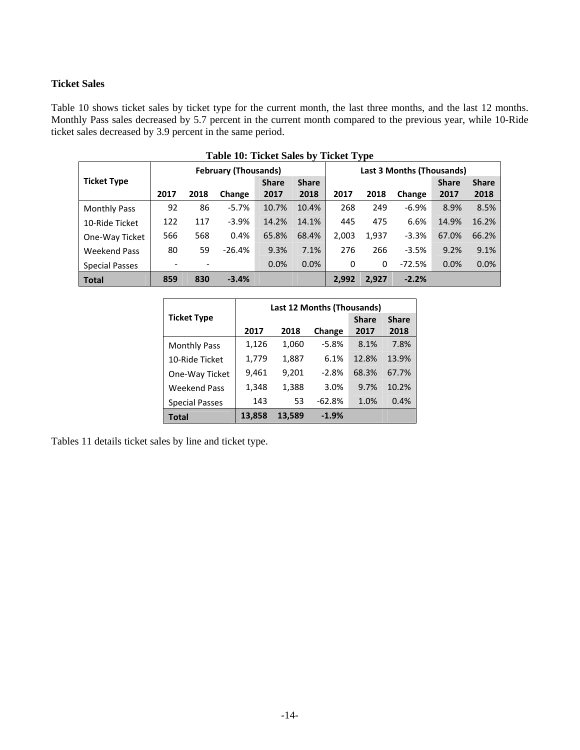**Ticket Sales**

Table 10 shows ticket sales by ticket type for the current month, the last three months, and the last 12 months. Monthly Pass sales decreased by 5.7 percent in the current month compared to the previous year, while 10-Ride ticket sales decreased by 3.9 percent in the same period.

**Table 10: Ticket Sales by Ticket Type**

| Ticket Type | February (Thousands) | | | | | Last 3 Months (Thousands) | | | | |
|---|---|---|---|---|---|---|---|---|---|---|
| | 2017 | 2018 | Change | Share 2017 | Share 2018 | 2017 | 2018 | Change | Share 2017 | Share 2018 |
| Monthly Pass | 92 | 86 | -5.7% | 10.7% | 10.4% | 268 | 249 | -6.9% | 8.9% | 8.5% |
| 10-Ride Ticket | 122 | 117 | -3.9% | 14.2% | 14.1% | 445 | 475 | 6.6% | 14.9% | 16.2% |
| One-Way Ticket | 566 | 568 | 0.4% | 65.8% | 68.4% | 2,003 | 1,937 | -3.3% | 67.0% | 66.2% |
| Weekend Pass | 80 | 59 | -26.4% | 9.3% | 7.1% | 276 | 266 | -3.5% | 9.2% | 9.1% |
| Special Passes | - | - | | 0.0% | 0.0% | 0 | 0 | -72.5% | 0.0% | 0.0% |
| **Total** | **859** | **830** | **-3.4%** | | | **2,992** | **2,927** | **-2.2%** | | |

| Ticket Type | Last 12 Months (Thousands) | | | | |
|---|---|---|---|---|---|
| | 2017 | 2018 | Change | Share 2017 | Share 2018 |
| Monthly Pass | 1,126 | 1,060 | -5.8% | 8.1% | 7.8% |
| 10-Ride Ticket | 1,779 | 1,887 | 6.1% | 12.8% | 13.9% |
| One-Way Ticket | 9,461 | 9,201 | -2.8% | 68.3% | 67.7% |
| Weekend Pass | 1,348 | 1,388 | 3.0% | 9.7% | 10.2% |
| Special Passes | 143 | 53 | -62.8% | 1.0% | 0.4% |
| **Total** | **13,858** | **13,589** | **-1.9%** | | |

Tables 11 details ticket sales by line and ticket type.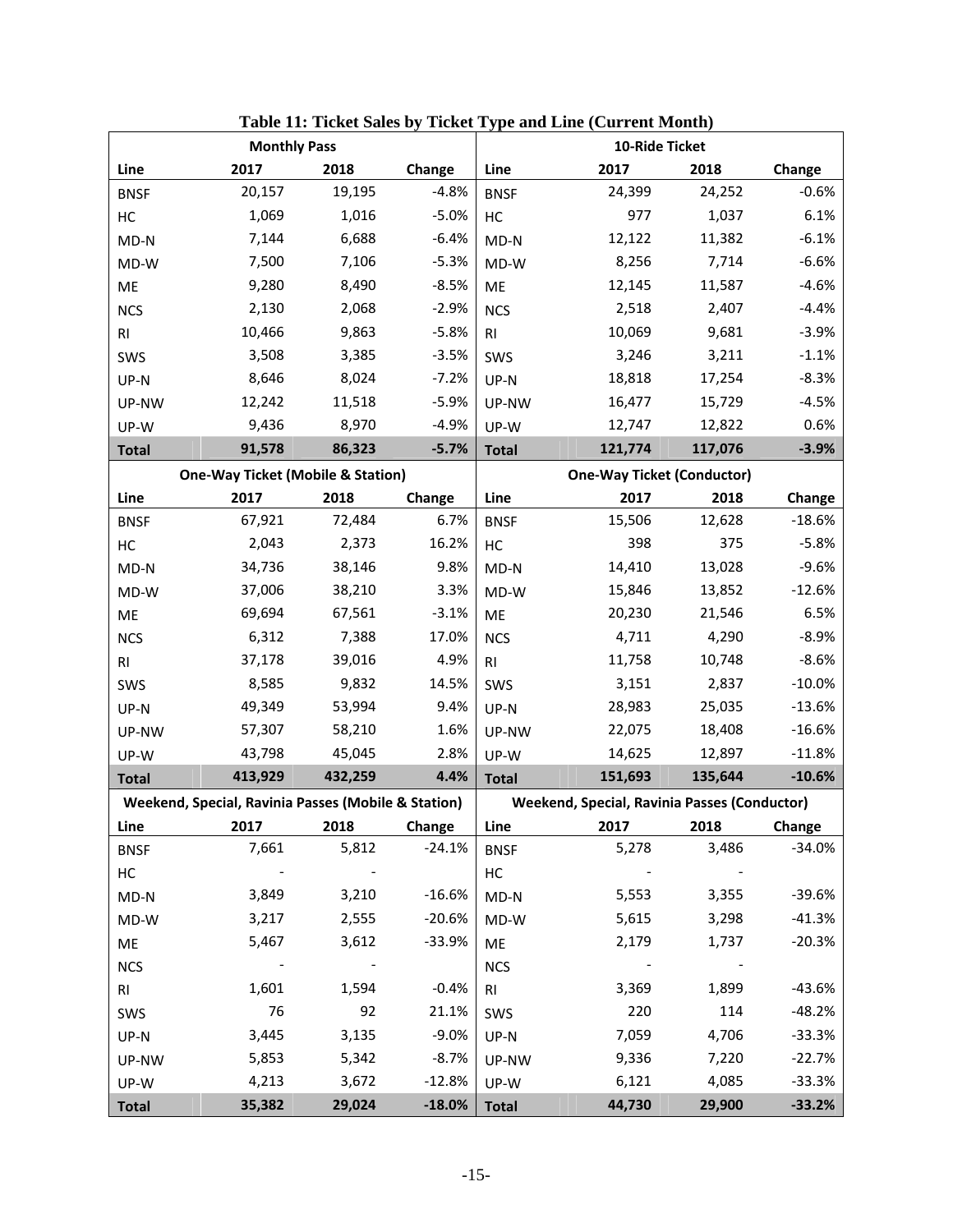**Table 11: Ticket Sales by Ticket Type and Line (Current Month)**

| Monthly Pass | | | | 10-Ride Ticket | | | |
|---|---|---|---|---|---|---|---|
| Line | 2017 | 2018 | Change | Line | 2017 | 2018 | Change |
| BNSF | 20,157 | 19,195 | -4.8% | BNSF | 24,399 | 24,252 | -0.6% |
| HC | 1,069 | 1,016 | -5.0% | HC | 977 | 1,037 | 6.1% |
| MD-N | 7,144 | 6,688 | -6.4% | MD-N | 12,122 | 11,382 | -6.1% |
| MD-W | 7,500 | 7,106 | -5.3% | MD-W | 8,256 | 7,714 | -6.6% |
| ME | 9,280 | 8,490 | -8.5% | ME | 12,145 | 11,587 | -4.6% |
| NCS | 2,130 | 2,068 | -2.9% | NCS | 2,518 | 2,407 | -4.4% |
| RI | 10,466 | 9,863 | -5.8% | RI | 10,069 | 9,681 | -3.9% |
| SWS | 3,508 | 3,385 | -3.5% | SWS | 3,246 | 3,211 | -1.1% |
| UP-N | 8,646 | 8,024 | -7.2% | UP-N | 18,818 | 17,254 | -8.3% |
| UP-NW | 12,242 | 11,518 | -5.9% | UP-NW | 16,477 | 15,729 | -4.5% |
| UP-W | 9,436 | 8,970 | -4.9% | UP-W | 12,747 | 12,822 | 0.6% |
| **Total** | **91,578** | **86,323** | **-5.7%** | **Total** | **121,774** | **117,076** | **-3.9%** |

| One-Way Ticket (Mobile & Station) | | | | One-Way Ticket (Conductor) | | | |
|---|---|---|---|---|---|---|---|
| Line | 2017 | 2018 | Change | Line | 2017 | 2018 | Change |
| BNSF | 67,921 | 72,484 | 6.7% | BNSF | 15,506 | 12,628 | -18.6% |
| HC | 2,043 | 2,373 | 16.2% | HC | 398 | 375 | -5.8% |
| MD-N | 34,736 | 38,146 | 9.8% | MD-N | 14,410 | 13,028 | -9.6% |
| MD-W | 37,006 | 38,210 | 3.3% | MD-W | 15,846 | 13,852 | -12.6% |
| ME | 69,694 | 67,561 | -3.1% | ME | 20,230 | 21,546 | 6.5% |
| NCS | 6,312 | 7,388 | 17.0% | NCS | 4,711 | 4,290 | -8.9% |
| RI | 37,178 | 39,016 | 4.9% | RI | 11,758 | 10,748 | -8.6% |
| SWS | 8,585 | 9,832 | 14.5% | SWS | 3,151 | 2,837 | -10.0% |
| UP-N | 49,349 | 53,994 | 9.4% | UP-N | 28,983 | 25,035 | -13.6% |
| UP-NW | 57,307 | 58,210 | 1.6% | UP-NW | 22,075 | 18,408 | -16.6% |
| UP-W | 43,798 | 45,045 | 2.8% | UP-W | 14,625 | 12,897 | -11.8% |
| **Total** | **413,929** | **432,259** | **4.4%** | **Total** | **151,693** | **135,644** | **-10.6%** |

| Weekend, Special, Ravinia Passes (Mobile & Station) | | | | Weekend, Special, Ravinia Passes (Conductor) | | | |
|---|---|---|---|---|---|---|---|
| Line | 2017 | 2018 | Change | Line | 2017 | 2018 | Change |
| BNSF | 7,661 | 5,812 | -24.1% | BNSF | 5,278 | 3,486 | -34.0% |
| HC | - | - | | HC | - | - | |
| MD-N | 3,849 | 3,210 | -16.6% | MD-N | 5,553 | 3,355 | -39.6% |
| MD-W | 3,217 | 2,555 | -20.6% | MD-W | 5,615 | 3,298 | -41.3% |
| ME | 5,467 | 3,612 | -33.9% | ME | 2,179 | 1,737 | -20.3% |
| NCS | - | - | | NCS | - | - | |
| RI | 1,601 | 1,594 | -0.4% | RI | 3,369 | 1,899 | -43.6% |
| SWS | 76 | 92 | 21.1% | SWS | 220 | 114 | -48.2% |
| UP-N | 3,445 | 3,135 | -9.0% | UP-N | 7,059 | 4,706 | -33.3% |
| UP-NW | 5,853 | 5,342 | -8.7% | UP-NW | 9,336 | 7,220 | -22.7% |
| UP-W | 4,213 | 3,672 | -12.8% | UP-W | 6,121 | 4,085 | -33.3% |
| **Total** | **35,382** | **29,024** | **-18.0%** | **Total** | **44,730** | **29,900** | **-33.2%** |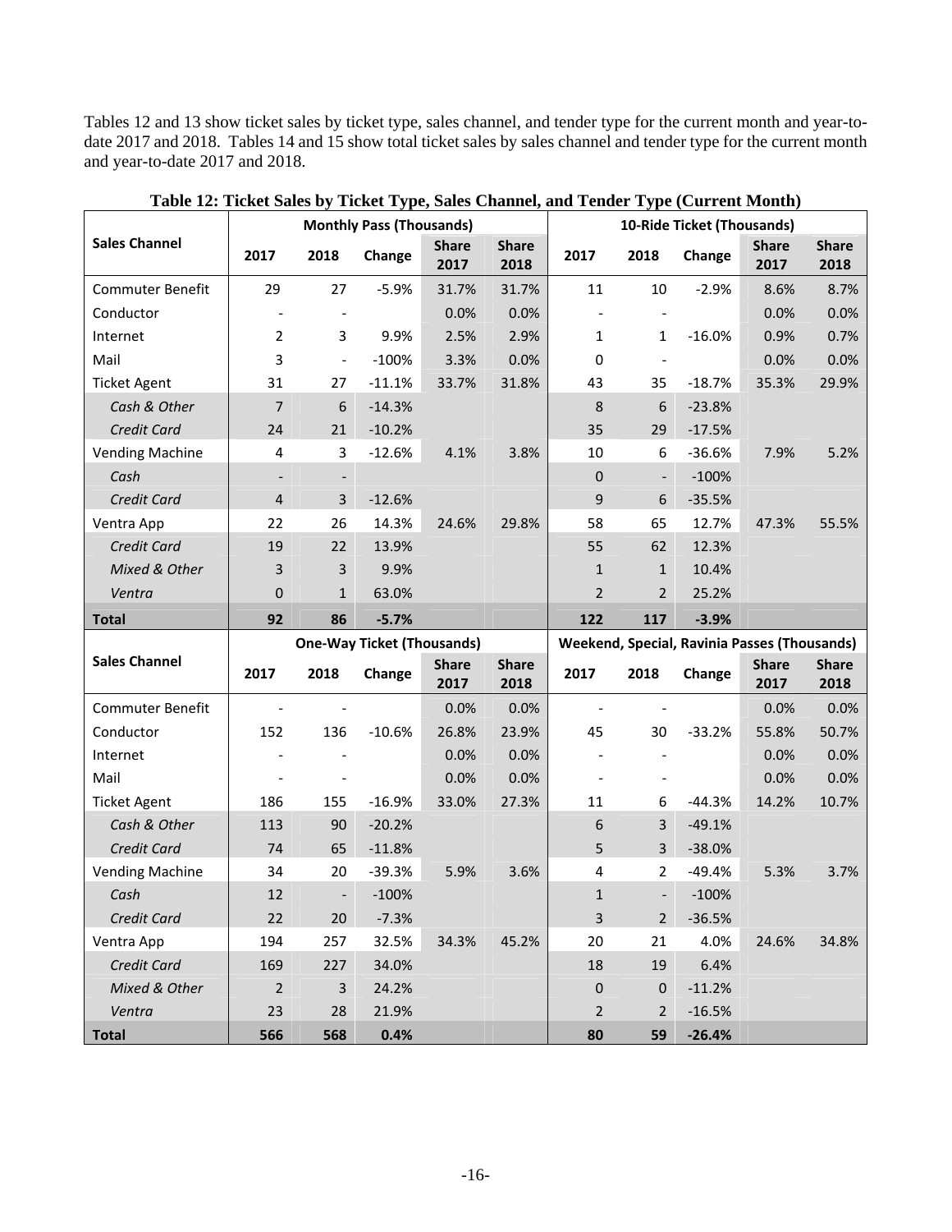Tables 12 and 13 show ticket sales by ticket type, sales channel, and tender type for the current month and year-to-date 2017 and 2018. Tables 14 and 15 show total ticket sales by sales channel and tender type for the current month and year-to-date 2017 and 2018.

**Table 12: Ticket Sales by Ticket Type, Sales Channel, and Tender Type (Current Month)**

| Sales Channel | Monthly Pass (Thousands) | | | | | 10-Ride Ticket (Thousands) | | | | |
|---|---|---|---|---|---|---|---|---|---|---|
| | 2017 | 2018 | Change | Share 2017 | Share 2018 | 2017 | 2018 | Change | Share 2017 | Share 2018 |
| Commuter Benefit | 29 | 27 | -5.9% | 31.7% | 31.7% | 11 | 10 | -2.9% | 8.6% | 8.7% |
| Conductor | - | - | | 0.0% | 0.0% | - | - | | 0.0% | 0.0% |
| Internet | 2 | 3 | 9.9% | 2.5% | 2.9% | 1 | 1 | -16.0% | 0.9% | 0.7% |
| Mail | 3 | - | -100% | 3.3% | 0.0% | 0 | - | | 0.0% | 0.0% |
| Ticket Agent | 31 | 27 | -11.1% | 33.7% | 31.8% | 43 | 35 | -18.7% | 35.3% | 29.9% |
| *Cash & Other* | 7 | 6 | -14.3% | | | 8 | 6 | -23.8% | | |
| *Credit Card* | 24 | 21 | -10.2% | | | 35 | 29 | -17.5% | | |
| Vending Machine | 4 | 3 | -12.6% | 4.1% | 3.8% | 10 | 6 | -36.6% | 7.9% | 5.2% |
| *Cash* | - | - | | | | 0 | - | -100% | | |
| *Credit Card* | 4 | 3 | -12.6% | | | 9 | 6 | -35.5% | | |
| Ventra App | 22 | 26 | 14.3% | 24.6% | 29.8% | 58 | 65 | 12.7% | 47.3% | 55.5% |
| *Credit Card* | 19 | 22 | 13.9% | | | 55 | 62 | 12.3% | | |
| *Mixed & Other* | 3 | 3 | 9.9% | | | 1 | 1 | 10.4% | | |
| *Ventra* | 0 | 1 | 63.0% | | | 2 | 2 | 25.2% | | |
| **Total** | **92** | **86** | **-5.7%** | | | **122** | **117** | **-3.9%** | | |

| Sales Channel | One-Way Ticket (Thousands) | | | | | Weekend, Special, Ravinia Passes (Thousands) | | | | |
|---|---|---|---|---|---|---|---|---|---|---|
| | 2017 | 2018 | Change | Share 2017 | Share 2018 | 2017 | 2018 | Change | Share 2017 | Share 2018 |
| Commuter Benefit | - | - | | 0.0% | 0.0% | - | - | | 0.0% | 0.0% |
| Conductor | 152 | 136 | -10.6% | 26.8% | 23.9% | 45 | 30 | -33.2% | 55.8% | 50.7% |
| Internet | - | - | | 0.0% | 0.0% | - | - | | 0.0% | 0.0% |
| Mail | - | - | | 0.0% | 0.0% | - | - | | 0.0% | 0.0% |
| Ticket Agent | 186 | 155 | -16.9% | 33.0% | 27.3% | 11 | 6 | -44.3% | 14.2% | 10.7% |
| *Cash & Other* | 113 | 90 | -20.2% | | | 6 | 3 | -49.1% | | |
| *Credit Card* | 74 | 65 | -11.8% | | | 5 | 3 | -38.0% | | |
| Vending Machine | 34 | 20 | -39.3% | 5.9% | 3.6% | 4 | 2 | -49.4% | 5.3% | 3.7% |
| *Cash* | 12 | - | -100% | | | 1 | - | -100% | | |
| *Credit Card* | 22 | 20 | -7.3% | | | 3 | 2 | -36.5% | | |
| Ventra App | 194 | 257 | 32.5% | 34.3% | 45.2% | 20 | 21 | 4.0% | 24.6% | 34.8% |
| *Credit Card* | 169 | 227 | 34.0% | | | 18 | 19 | 6.4% | | |
| *Mixed & Other* | 2 | 3 | 24.2% | | | 0 | 0 | -11.2% | | |
| *Ventra* | 23 | 28 | 21.9% | | | 2 | 2 | -16.5% | | |
| **Total** | **566** | **568** | **0.4%** | | | **80** | **59** | **-26.4%** | | |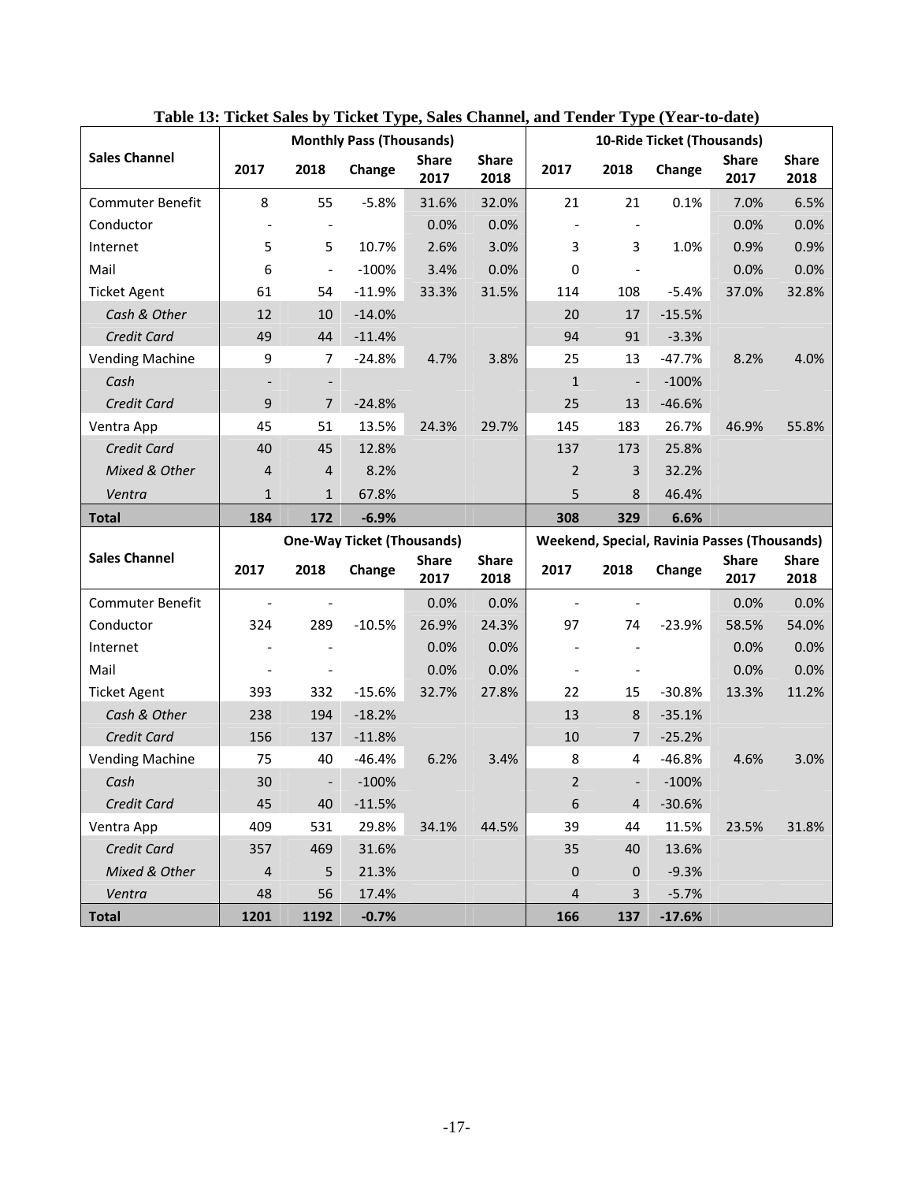**Table 13: Ticket Sales by Ticket Type, Sales Channel, and Tender Type (Year-to-date)**

| Sales Channel | Monthly Pass (Thousands) | | | | | 10-Ride Ticket (Thousands) | | | | |
|---|---|---|---|---|---|---|---|---|---|---|
| | 2017 | 2018 | Change | Share 2017 | Share 2018 | 2017 | 2018 | Change | Share 2017 | Share 2018 |
| Commuter Benefit | 8 | 55 | -5.8% | 31.6% | 32.0% | 21 | 21 | 0.1% | 7.0% | 6.5% |
| Conductor | - | - | | 0.0% | 0.0% | - | - | | 0.0% | 0.0% |
| Internet | 5 | 5 | 10.7% | 2.6% | 3.0% | 3 | 3 | 1.0% | 0.9% | 0.9% |
| Mail | 6 | - | -100% | 3.4% | 0.0% | 0 | - | | 0.0% | 0.0% |
| Ticket Agent | 61 | 54 | -11.9% | 33.3% | 31.5% | 114 | 108 | -5.4% | 37.0% | 32.8% |
| *Cash & Other* | 12 | 10 | -14.0% | | | 20 | 17 | -15.5% | | |
| *Credit Card* | 49 | 44 | -11.4% | | | 94 | 91 | -3.3% | | |
| Vending Machine | 9 | 7 | -24.8% | 4.7% | 3.8% | 25 | 13 | -47.7% | 8.2% | 4.0% |
| *Cash* | - | - | | | | 1 | - | -100% | | |
| *Credit Card* | 9 | 7 | -24.8% | | | 25 | 13 | -46.6% | | |
| Ventra App | 45 | 51 | 13.5% | 24.3% | 29.7% | 145 | 183 | 26.7% | 46.9% | 55.8% |
| *Credit Card* | 40 | 45 | 12.8% | | | 137 | 173 | 25.8% | | |
| *Mixed & Other* | 4 | 4 | 8.2% | | | 2 | 3 | 32.2% | | |
| *Ventra* | 1 | 1 | 67.8% | | | 5 | 8 | 46.4% | | |
| **Total** | **184** | **172** | **-6.9%** | | | **308** | **329** | **6.6%** | | |

| Sales Channel | One-Way Ticket (Thousands) | | | | | Weekend, Special, Ravinia Passes (Thousands) | | | | |
|---|---|---|---|---|---|---|---|---|---|---|
| | 2017 | 2018 | Change | Share 2017 | Share 2018 | 2017 | 2018 | Change | Share 2017 | Share 2018 |
| Commuter Benefit | - | - | | 0.0% | 0.0% | - | - | | 0.0% | 0.0% |
| Conductor | 324 | 289 | -10.5% | 26.9% | 24.3% | 97 | 74 | -23.9% | 58.5% | 54.0% |
| Internet | - | - | | 0.0% | 0.0% | - | - | | 0.0% | 0.0% |
| Mail | - | - | | 0.0% | 0.0% | - | - | | 0.0% | 0.0% |
| Ticket Agent | 393 | 332 | -15.6% | 32.7% | 27.8% | 22 | 15 | -30.8% | 13.3% | 11.2% |
| *Cash & Other* | 238 | 194 | -18.2% | | | 13 | 8 | -35.1% | | |
| *Credit Card* | 156 | 137 | -11.8% | | | 10 | 7 | -25.2% | | |
| Vending Machine | 75 | 40 | -46.4% | 6.2% | 3.4% | 8 | 4 | -46.8% | 4.6% | 3.0% |
| *Cash* | 30 | - | -100% | | | 2 | - | -100% | | |
| *Credit Card* | 45 | 40 | -11.5% | | | 6 | 4 | -30.6% | | |
| Ventra App | 409 | 531 | 29.8% | 34.1% | 44.5% | 39 | 44 | 11.5% | 23.5% | 31.8% |
| *Credit Card* | 357 | 469 | 31.6% | | | 35 | 40 | 13.6% | | |
| *Mixed & Other* | 4 | 5 | 21.3% | | | 0 | 0 | -9.3% | | |
| *Ventra* | 48 | 56 | 17.4% | | | 4 | 3 | -5.7% | | |
| **Total** | **1201** | **1192** | **-0.7%** | | | **166** | **137** | **-17.6%** | | |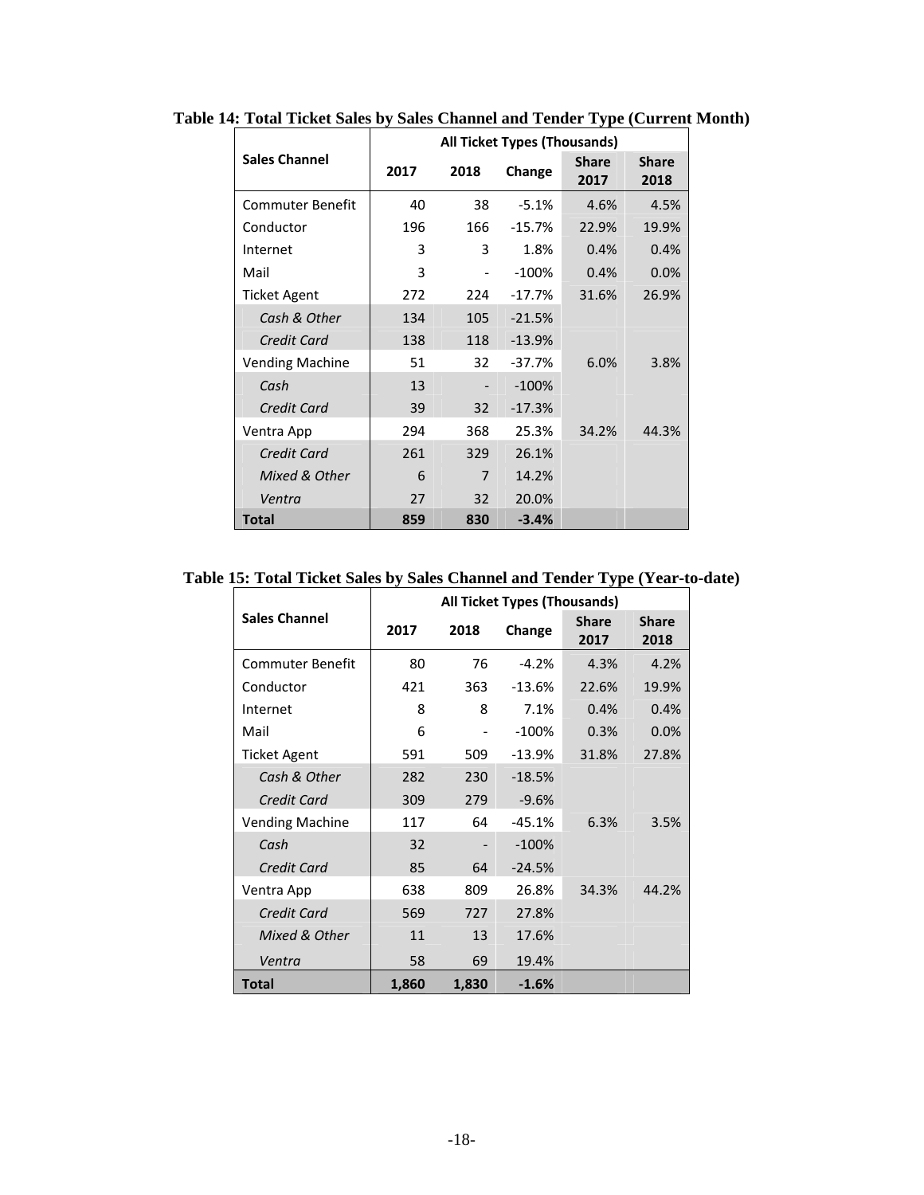**Table 14: Total Ticket Sales by Sales Channel and Tender Type (Current Month)**

| Sales Channel | All Ticket Types (Thousands) | | | | |
|---|---|---|---|---|---|
| | 2017 | 2018 | Change | Share 2017 | Share 2018 |
| Commuter Benefit | 40 | 38 | -5.1% | 4.6% | 4.5% |
| Conductor | 196 | 166 | -15.7% | 22.9% | 19.9% |
| Internet | 3 | 3 | 1.8% | 0.4% | 0.4% |
| Mail | 3 | - | -100% | 0.4% | 0.0% |
| Ticket Agent | 272 | 224 | -17.7% | 31.6% | 26.9% |
| *Cash & Other* | 134 | 105 | -21.5% | | |
| *Credit Card* | 138 | 118 | -13.9% | | |
| Vending Machine | 51 | 32 | -37.7% | 6.0% | 3.8% |
| *Cash* | 13 | - | -100% | | |
| *Credit Card* | 39 | 32 | -17.3% | | |
| Ventra App | 294 | 368 | 25.3% | 34.2% | 44.3% |
| *Credit Card* | 261 | 329 | 26.1% | | |
| *Mixed & Other* | 6 | 7 | 14.2% | | |
| *Ventra* | 27 | 32 | 20.0% | | |
| **Total** | **859** | **830** | **-3.4%** | | |

**Table 15: Total Ticket Sales by Sales Channel and Tender Type (Year-to-date)**

| Sales Channel | All Ticket Types (Thousands) | | | | |
|---|---|---|---|---|---|
| | 2017 | 2018 | Change | Share 2017 | Share 2018 |
| Commuter Benefit | 80 | 76 | -4.2% | 4.3% | 4.2% |
| Conductor | 421 | 363 | -13.6% | 22.6% | 19.9% |
| Internet | 8 | 8 | 7.1% | 0.4% | 0.4% |
| Mail | 6 | - | -100% | 0.3% | 0.0% |
| Ticket Agent | 591 | 509 | -13.9% | 31.8% | 27.8% |
| *Cash & Other* | 282 | 230 | -18.5% | | |
| *Credit Card* | 309 | 279 | -9.6% | | |
| Vending Machine | 117 | 64 | -45.1% | 6.3% | 3.5% |
| *Cash* | 32 | - | -100% | | |
| *Credit Card* | 85 | 64 | -24.5% | | |
| Ventra App | 638 | 809 | 26.8% | 34.3% | 44.2% |
| *Credit Card* | 569 | 727 | 27.8% | | |
| *Mixed & Other* | 11 | 13 | 17.6% | | |
| *Ventra* | 58 | 69 | 19.4% | | |
| **Total** | **1,860** | **1,830** | **-1.6%** | | |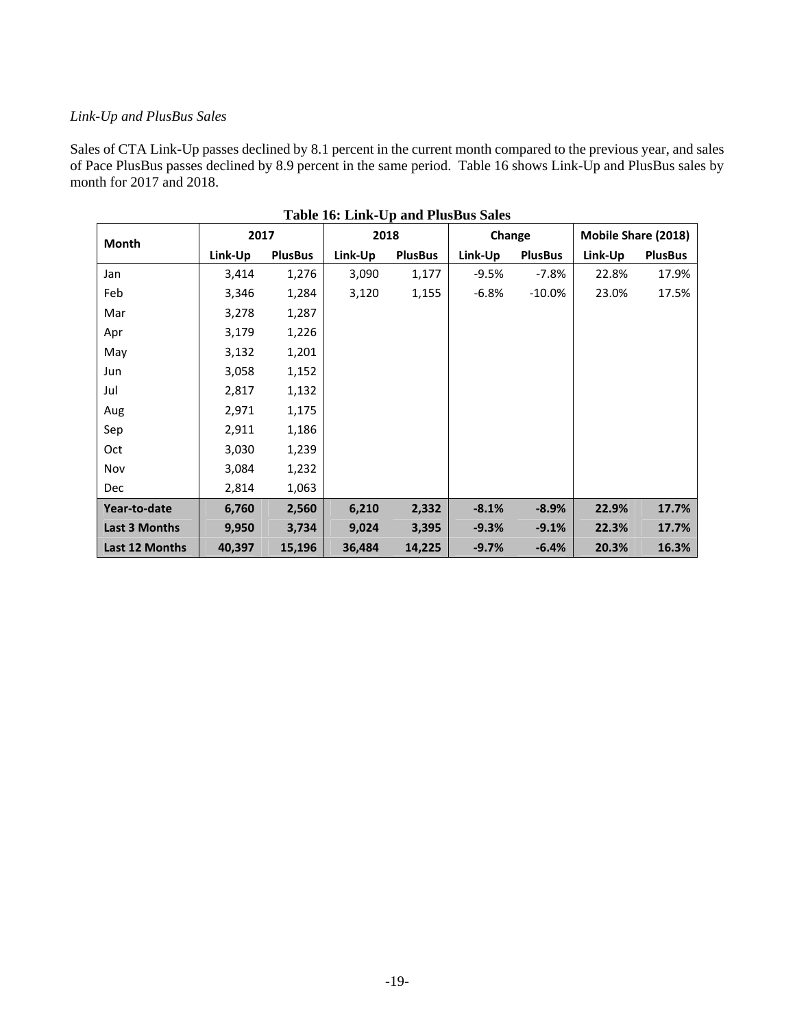*Link-Up and PlusBus Sales*

Sales of CTA Link-Up passes declined by 8.1 percent in the current month compared to the previous year, and sales of Pace PlusBus passes declined by 8.9 percent in the same period. Table 16 shows Link-Up and PlusBus sales by month for 2017 and 2018.

**Table 16: Link-Up and PlusBus Sales**

| Month | 2017 | | 2018 | | Change | | Mobile Share (2018) | |
|---|---|---|---|---|---|---|---|---|
| | Link-Up | PlusBus | Link-Up | PlusBus | Link-Up | PlusBus | Link-Up | PlusBus |
| Jan | 3,414 | 1,276 | 3,090 | 1,177 | -9.5% | -7.8% | 22.8% | 17.9% |
| Feb | 3,346 | 1,284 | 3,120 | 1,155 | -6.8% | -10.0% | 23.0% | 17.5% |
| Mar | 3,278 | 1,287 | | | | | | |
| Apr | 3,179 | 1,226 | | | | | | |
| May | 3,132 | 1,201 | | | | | | |
| Jun | 3,058 | 1,152 | | | | | | |
| Jul | 2,817 | 1,132 | | | | | | |
| Aug | 2,971 | 1,175 | | | | | | |
| Sep | 2,911 | 1,186 | | | | | | |
| Oct | 3,030 | 1,239 | | | | | | |
| Nov | 3,084 | 1,232 | | | | | | |
| Dec | 2,814 | 1,063 | | | | | | |
| **Year-to-date** | **6,760** | **2,560** | **6,210** | **2,332** | **-8.1%** | **-8.9%** | **22.9%** | **17.7%** |
| **Last 3 Months** | **9,950** | **3,734** | **9,024** | **3,395** | **-9.3%** | **-9.1%** | **22.3%** | **17.7%** |
| **Last 12 Months** | **40,397** | **15,196** | **36,484** | **14,225** | **-9.7%** | **-6.4%** | **20.3%** | **16.3%** |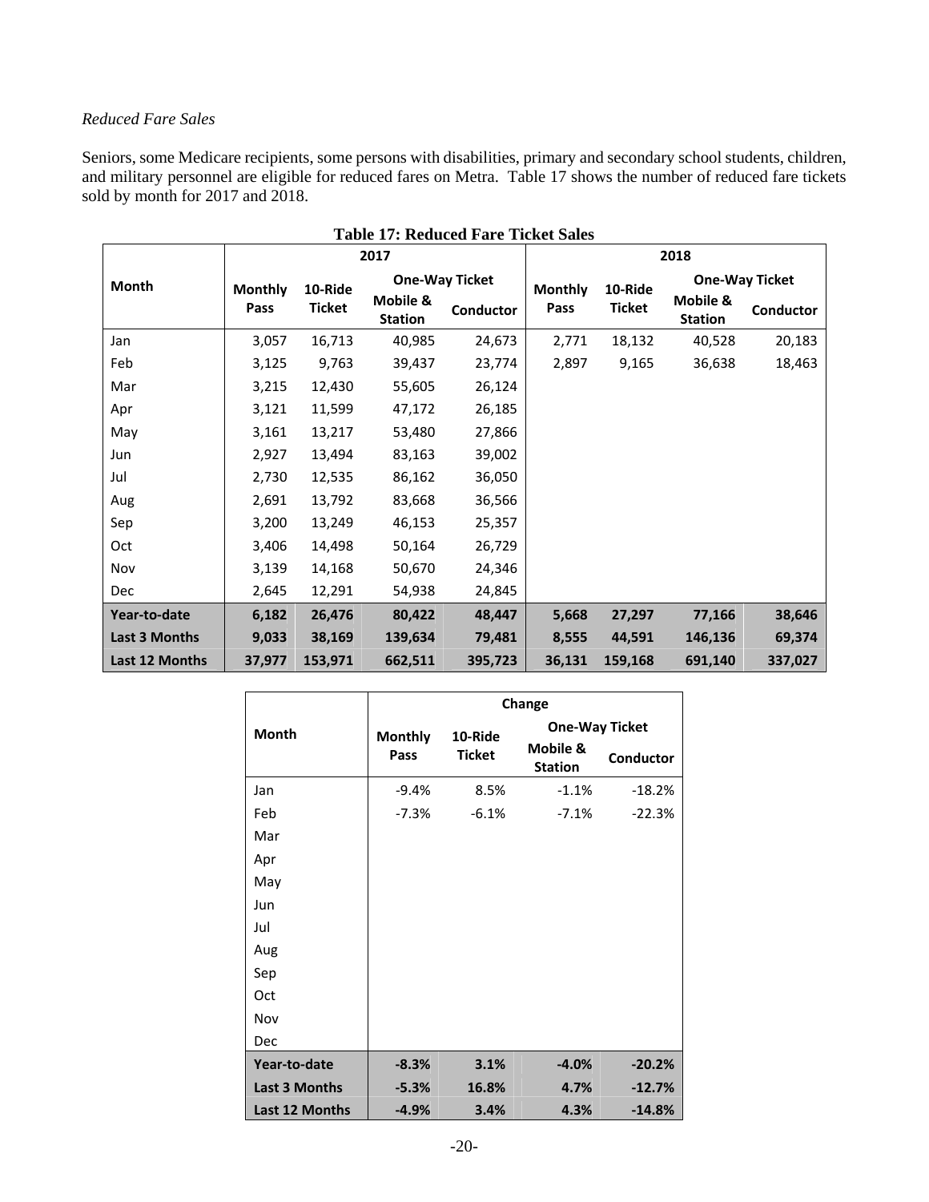*Reduced Fare Sales*

Seniors, some Medicare recipients, some persons with disabilities, primary and secondary school students, children, and military personnel are eligible for reduced fares on Metra. Table 17 shows the number of reduced fare tickets sold by month for 2017 and 2018.

**Table 17: Reduced Fare Ticket Sales**

| Month | 2017 | | | | 2018 | | | |
|---|---|---|---|---|---|---|---|---|
| | Monthly Pass | 10-Ride Ticket | One-Way Ticket | | Monthly Pass | 10-Ride Ticket | One-Way Ticket | |
| | | | Mobile & Station | Conductor | | | Mobile & Station | Conductor |
| Jan | 3,057 | 16,713 | 40,985 | 24,673 | 2,771 | 18,132 | 40,528 | 20,183 |
| Feb | 3,125 | 9,763 | 39,437 | 23,774 | 2,897 | 9,165 | 36,638 | 18,463 |
| Mar | 3,215 | 12,430 | 55,605 | 26,124 | | | | |
| Apr | 3,121 | 11,599 | 47,172 | 26,185 | | | | |
| May | 3,161 | 13,217 | 53,480 | 27,866 | | | | |
| Jun | 2,927 | 13,494 | 83,163 | 39,002 | | | | |
| Jul | 2,730 | 12,535 | 86,162 | 36,050 | | | | |
| Aug | 2,691 | 13,792 | 83,668 | 36,566 | | | | |
| Sep | 3,200 | 13,249 | 46,153 | 25,357 | | | | |
| Oct | 3,406 | 14,498 | 50,164 | 26,729 | | | | |
| Nov | 3,139 | 14,168 | 50,670 | 24,346 | | | | |
| Dec | 2,645 | 12,291 | 54,938 | 24,845 | | | | |
| **Year-to-date** | **6,182** | **26,476** | **80,422** | **48,447** | **5,668** | **27,297** | **77,166** | **38,646** |
| **Last 3 Months** | **9,033** | **38,169** | **139,634** | **79,481** | **8,555** | **44,591** | **146,136** | **69,374** |
| **Last 12 Months** | **37,977** | **153,971** | **662,511** | **395,723** | **36,131** | **159,168** | **691,140** | **337,027** |

| Month | Change | | | |
|---|---|---|---|---|
| | Monthly Pass | 10-Ride Ticket | One-Way Ticket | |
| | | | Mobile & Station | Conductor |
| Jan | -9.4% | 8.5% | -1.1% | -18.2% |
| Feb | -7.3% | -6.1% | -7.1% | -22.3% |
| Mar | | | | |
| Apr | | | | |
| May | | | | |
| Jun | | | | |
| Jul | | | | |
| Aug | | | | |
| Sep | | | | |
| Oct | | | | |
| Nov | | | | |
| Dec | | | | |
| **Year-to-date** | **-8.3%** | **3.1%** | **-4.0%** | **-20.2%** |
| **Last 3 Months** | **-5.3%** | **16.8%** | **4.7%** | **-12.7%** |
| **Last 12 Months** | **-4.9%** | **3.4%** | **4.3%** | **-14.8%** |